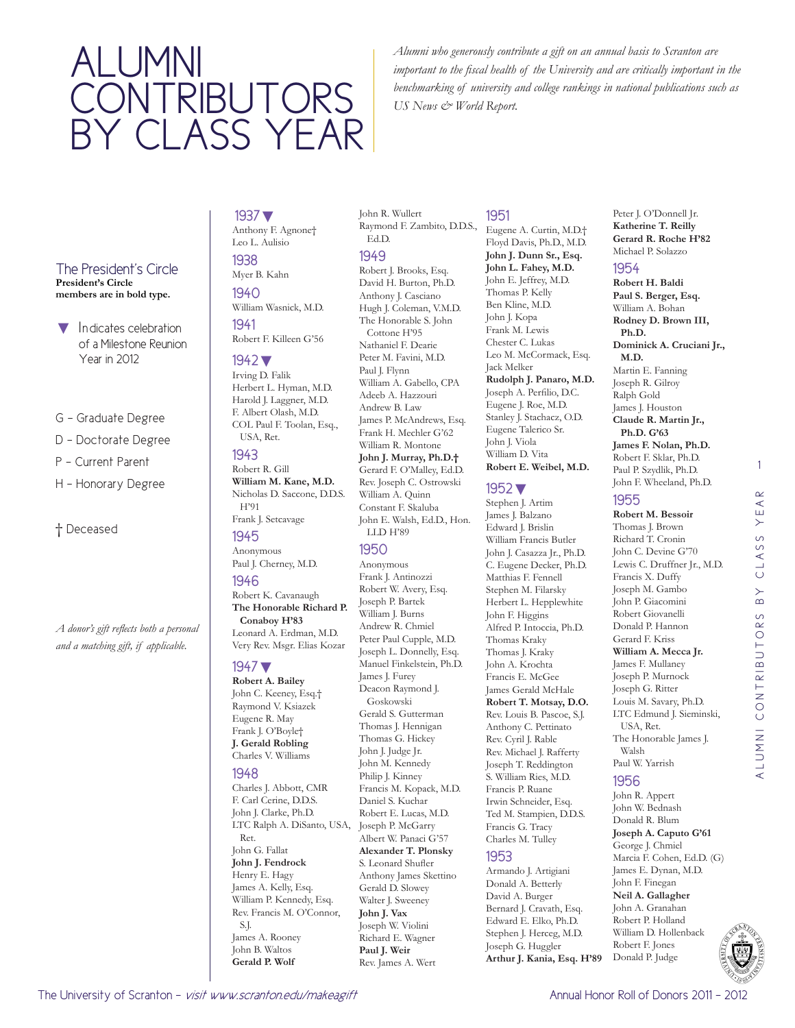# ALUMNI CONTRIBUTORS BY CLASS YEAR

*Alumni who generously contribute a gift on an annual basis to Scranton are important to the fiscal health of the University and are critically important in the benchmarking of university and college rankings in national publications such as US News & World Report.*

## The President's Circle

**President's Circle members are in bold type.**

▼ Indicates celebration of a Milestone Reunion Year in 2012

G – Graduate Degree
D – Doctorate Degree
P – Current Parent
H – Honorary Degree

† Deceased

*A donor's gift reflects both a personal and a matching gift, if applicable.*

### 1937▼
Anthony F. Agnone†
Leo L. Aulisio

### 1938
Myer B. Kahn

### 1940
William Wasnick, M.D.

### 1941
Robert F. Killeen G'56

### 1942▼
Irving D. Falik
Herbert L. Hyman, M.D.
Harold J. Laggner, M.D.
F. Albert Olash, M.D.
COL Paul F. Toolan, Esq., USA, Ret.

### 1943
Robert R. Gill
**William M. Kane, M.D.**
Nicholas D. Saccone, D.D.S. H'91
Frank J. Setcavage

### 1945
Anonymous
Paul J. Cherney, M.D.

### 1946
Robert K. Cavanaugh
**The Honorable Richard P. Conaboy H'83**
Leonard A. Erdman, M.D.
Very Rev. Msgr. Elias Kozar

### 1947▼
**Robert A. Bailey**
John C. Keeney, Esq.†
Raymond V. Ksiazek
Eugene R. May
Frank J. O'Boyle†
**J. Gerald Robling**
Charles V. Williams

### 1948
Charles J. Abbott, CMR
F. Carl Cerine, D.D.S.
John J. Clarke, Ph.D.
LTC Ralph A. DiSanto, USA, Ret.
John G. Fallat
**John J. Fendrock**
Henry E. Hagy
James A. Kelly, Esq.
William P. Kennedy, Esq.
Rev. Francis M. O'Connor, S.J.
James A. Rooney
John B. Waltos
**Gerald P. Wolf**
John R. Wullert
Raymond F. Zambito, D.D.S., Ed.D.

### 1949
Robert J. Brooks, Esq.
David H. Burton, Ph.D.
Anthony J. Casciano
Hugh J. Coleman, V.M.D.
The Honorable S. John Cottone H'95
Nathaniel F. Dearie
Peter M. Favini, M.D.
Paul J. Flynn
William A. Gabello, CPA
Adeeb A. Hazzouri
Andrew B. Law
James P. McAndrews, Esq.
Frank H. Mechler G'62
William R. Montone
**John J. Murray, Ph.D.†**
Gerard F. O'Malley, Ed.D.
Rev. Joseph C. Ostrowski
William A. Quinn
Constant F. Skaluba
John E. Walsh, Ed.D., Hon. LLD H'89

### 1950
Anonymous
Frank J. Antinozzi
Robert W. Avery, Esq.
Joseph P. Bartek
William J. Burns
Andrew R. Chmiel
Peter Paul Cupple, M.D.
Joseph L. Donnelly, Esq.
Manuel Finkelstein, Ph.D.
James J. Furey
Deacon Raymond J. Goskowski
Gerald S. Gutterman
Thomas J. Hennigan
Thomas G. Hickey
John J. Judge Jr.
John M. Kennedy
Philip J. Kinney
Francis M. Kopack, M.D.
Daniel S. Kuchar
Robert E. Lucas, M.D.
Joseph P. McGarry
Albert W. Panaci G'57
**Alexander T. Plonsky**
S. Leonard Shufler
Anthony James Skettino
Gerald D. Slowey
Walter J. Sweeney
**John J. Vax**
Joseph W. Violini
Richard E. Wagner
**Paul J. Weir**
Rev. James A. Wert

### 1951
Eugene A. Curtin, M.D.†
Floyd Davis, Ph.D., M.D.
**John J. Dunn Sr., Esq.**
**John L. Fahey, M.D.**
John E. Jeffrey, M.D.
Thomas P. Kelly
Ben Kline, M.D.
John J. Kopa
Frank M. Lewis
Chester C. Lukas
Leo M. McCormack, Esq.
Jack Melker
**Rudolph J. Panaro, M.D.**
Joseph A. Perfilio, D.C.
Eugene J. Roe, M.D.
Stanley J. Stachacz, O.D.
Eugene Talerico Sr.
John J. Viola
William D. Vita
**Robert E. Weibel, M.D.**

### 1952▼
Stephen J. Artim
James J. Balzano
Edward J. Brislin
William Francis Butler
John J. Casazza Jr., Ph.D.
C. Eugene Decker, Ph.D.
Matthias F. Fennell
Stephen M. Filarsky
Herbert L. Hepplewhite
John F. Higgins
Alfred P. Intoccia, Ph.D.
Thomas Kraky
Thomas J. Kraky
John A. Krochta
Francis E. McGee
James Gerald McHale
**Robert T. Motsay, D.O.**
Rev. Louis B. Pascoe, S.J.
Anthony C. Pettinato
Rev. Cyril J. Rable
Rev. Michael J. Rafferty
Joseph T. Reddington
S. William Ries, M.D.
Francis P. Ruane
Irwin Schneider, Esq.
Ted M. Stampien, D.D.S.
Francis G. Tracy
Charles M. Tulley

### 1953
Armando J. Artigiani
Donald A. Betterly
David A. Burger
Bernard J. Cravath, Esq.
Edward E. Elko, Ph.D.
Stephen J. Herceg, M.D.
Joseph G. Huggler
**Arthur J. Kania, Esq. H'89**
Peter J. O'Donnell Jr.
**Katherine T. Reilly**
**Gerard R. Roche H'82**
Michael P. Solazzo

### 1954
**Robert H. Baldi**
**Paul S. Berger, Esq.**
William A. Bohan
**Rodney D. Brown III, Ph.D.**
**Dominick A. Cruciani Jr., M.D.**
Martin E. Fanning
Joseph R. Gilroy
Ralph Gold
James J. Houston
**Claude R. Martin Jr., Ph.D. G'63**
**James F. Nolan, Ph.D.**
Robert F. Sklar, Ph.D.
Paul P. Szydlik, Ph.D.
John F. Wheeland, Ph.D.

### 1955
**Robert M. Bessoir**
Thomas J. Brown
Richard T. Cronin
John C. Devine G'70
Lewis C. Druffner Jr., M.D.
Francis X. Duffy
Joseph M. Gambo
John P. Giacomini
Robert Giovanelli
Donald P. Hannon
Gerard F. Kriss
**William A. Mecca Jr.**
James F. Mullaney
Joseph P. Murnock
Joseph G. Ritter
Louis M. Savary, Ph.D.
LTC Edmund J. Sieminski, USA, Ret.
The Honorable James J. Walsh
Paul W. Yarrish

### 1956
John R. Appert
John W. Bednash
Donald R. Blum
**Joseph A. Caputo G'61**
George J. Chmiel
Marcia F. Cohen, Ed.D. (G)
James E. Dynan, M.D.
John F. Finegan
**Neil A. Gallagher**
John A. Granahan
Robert P. Holland
William D. Hollenback
Robert F. Jones
Donald P. Judge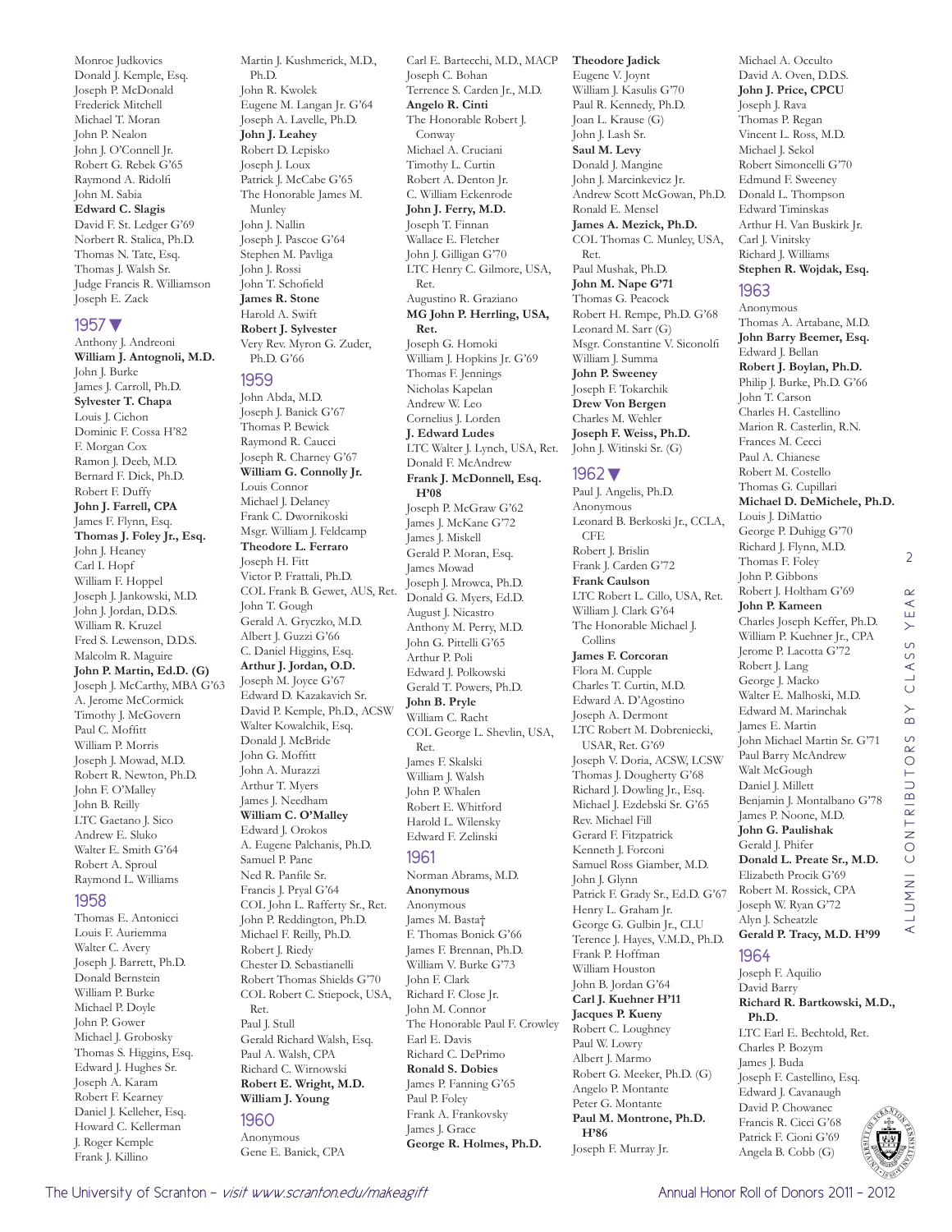Monroe Judkovics
Donald J. Kemple, Esq.
Joseph P. McDonald
Frederick Mitchell
Michael T. Moran
John P. Nealon
John J. O'Connell Jr.
Robert G. Rebek G'65
Raymond A. Ridolfi
John M. Sabia
**Edward C. Slagis**
David F. St. Ledger G'69
Norbert R. Stalica, Ph.D.
Thomas N. Tate, Esq.
Thomas J. Walsh Sr.
Judge Francis R. Williamson
Joseph E. Zack

## 1957 ▼

Anthony J. Andreoni
**William J. Antognoli, M.D.**
John J. Burke
James J. Carroll, Ph.D.
**Sylvester T. Chapa**
Louis J. Cichon
Dominic F. Cossa H'82
F. Morgan Cox
Ramon J. Deeb, M.D.
Bernard F. Dick, Ph.D.
Robert F. Duffy
**John J. Farrell, CPA**
James F. Flynn, Esq.
**Thomas J. Foley Jr., Esq.**
John J. Heaney
Carl I. Hopf
William F. Hoppel
Joseph J. Jankowski, M.D.
John J. Jordan, D.D.S.
William R. Kruzel
Fred S. Lewenson, D.D.S.
Malcolm R. Maguire
**John P. Martin, Ed.D. (G)**
Joseph J. McCarthy, MBA G'63
A. Jerome McCormick
Timothy J. McGovern
Paul C. Moffitt
William P. Morris
Joseph J. Mowad, M.D.
Robert R. Newton, Ph.D.
John F. O'Malley
John B. Reilly
LTC Gaetano J. Sico
Andrew E. Sluko
Walter E. Smith G'64
Robert A. Sproul
Raymond L. Williams

## 1958

Thomas E. Antonicci
Louis F. Auriemma
Walter C. Avery
Joseph J. Barrett, Ph.D.
Donald Bernstein
William P. Burke
Michael P. Doyle
John P. Gower
Michael J. Grobosky
Thomas S. Higgins, Esq.
Edward J. Hughes Sr.
Joseph A. Karam
Robert F. Kearney
Daniel J. Kelleher, Esq.
Howard C. Kellerman
J. Roger Kemple
Frank J. Killino
Martin J. Kushmerick, M.D., Ph.D.
John R. Kwolek
Eugene M. Langan Jr. G'64
Joseph A. Lavelle, Ph.D.
**John J. Leahey**
Robert D. Lepisko
Joseph J. Loux
Patrick J. McCabe G'65
The Honorable James M. Munley
John J. Nallin
Joseph J. Pascoe G'64
Stephen M. Pavliga
John J. Rossi
John T. Schofield
**James R. Stone**
Harold A. Swift
**Robert J. Sylvester**
Very Rev. Myron G. Zuder, Ph.D. G'66

## 1959

John Abda, M.D.
Joseph J. Banick G'67
Thomas P. Bewick
Raymond R. Caucci
Joseph R. Charney G'67
**William G. Connolly Jr.**
Louis Connor
Michael J. Delaney
Frank C. Dwornikoski
Msgr. William J. Feldcamp
**Theodore L. Ferraro**
Joseph H. Fitt
Victor P. Frattali, Ph.D.
COL Frank B. Gewet, AUS, Ret.
John T. Gough
Gerald A. Gryczko, M.D.
Albert J. Guzzi G'66
C. Daniel Higgins, Esq.
**Arthur J. Jordan, O.D.**
Joseph M. Joyce G'67
Edward D. Kazakavich Sr.
David P. Kemple, Ph.D., ACSW
Walter Kowalchik, Esq.
Donald J. McBride
John G. Moffitt
John A. Murazzi
Arthur T. Myers
James J. Needham
**William C. O'Malley**
Edward J. Orokos
A. Eugene Palchanis, Ph.D.
Samuel P. Pane
Ned R. Panfile Sr.
Francis J. Pryal G'64
COL John L. Rafferty Sr., Ret.
John P. Reddington, Ph.D.
Michael F. Reilly, Ph.D.
Robert J. Riedy
Chester D. Sebastianelli
Robert Thomas Shields G'70
COL Robert C. Stiepock, USA, Ret.
Paul J. Stull
Gerald Richard Walsh, Esq.
Paul A. Walsh, CPA
Richard C. Wirnowski
**Robert E. Wright, M.D.**
**William J. Young**

## 1960

Anonymous
Gene E. Banick, CPA
Carl E. Bartecchi, M.D., MACP
Joseph C. Bohan
Terrence S. Carden Jr., M.D.
**Angelo R. Cinti**
The Honorable Robert J. Conway
Michael A. Cruciani
Timothy L. Curtin
Robert A. Denton Jr.
C. William Eckenrode
**John J. Ferry, M.D.**
Joseph T. Finnan
Wallace E. Fletcher
John J. Gilligan G'70
LTC Henry C. Gilmore, USA, Ret.
Augustino R. Graziano
**MG John P. Herrling, USA, Ret.**
Joseph G. Homoki
William J. Hopkins Jr. G'69
Thomas F. Jennings
Nicholas Kapelan
Andrew W. Leo
Cornelius J. Lorden
**J. Edward Ludes**
LTC Walter J. Lynch, USA, Ret.
Donald F. McAndrew
**Frank J. McDonnell, Esq. H'08**
Joseph P. McGraw G'62
James J. McKane G'72
James J. Miskell
Gerald P. Moran, Esq.
James Mowad
Joseph J. Mrowca, Ph.D.
Donald G. Myers, Ed.D.
August J. Nicastro
Anthony M. Perry, M.D.
John G. Pittelli G'65
Arthur P. Poli
Edward J. Polkowski
Gerald T. Powers, Ph.D.
**John B. Pryle**
William C. Racht
COL George L. Shevlin, USA, Ret.
James F. Skalski
William J. Walsh
John P. Whalen
Robert E. Whitford
Harold L. Wilensky
Edward F. Zelinski

## 1961

Norman Abrams, M.D.
**Anonymous**
Anonymous
James M. Basta†
F. Thomas Bonick G'66
James F. Brennan, Ph.D.
William V. Burke G'73
John F. Clark
Richard F. Close Jr.
John M. Connor
The Honorable Paul F. Crowley
Earl E. Davis
Richard C. DePrimo
**Ronald S. Dobies**
James P. Fanning G'65
Paul P. Foley
Frank A. Frankovsky
James J. Grace
**George R. Holmes, Ph.D.**
**Theodore Jadick**
Eugene V. Joynt
William J. Kasulis G'70
Paul R. Kennedy, Ph.D.
Joan L. Krause (G)
John J. Lash Sr.
**Saul M. Levy**
Donald J. Mangine
John J. Marcinkevicz Jr.
Andrew Scott McGowan, Ph.D.
Ronald E. Mensel
**James A. Mezick, Ph.D.**
COL Thomas C. Munley, USA, Ret.
Paul Mushak, Ph.D.
**John M. Nape G'71**
Thomas G. Peacock
Robert H. Rempe, Ph.D. G'68
Leonard M. Sarr (G)
Msgr. Constantine V. Siconolfi
William J. Summa
**John P. Sweeney**
Joseph F. Tokarchik
**Drew Von Bergen**
Charles M. Wehler
**Joseph F. Weiss, Ph.D.**
John J. Witinski Sr. (G)

## 1962 ▼

Paul J. Angelis, Ph.D.
Anonymous
Leonard B. Berkoski Jr., CCLA, CFE
Robert J. Brislin
Frank J. Carden G'72
**Frank Caulson**
LTC Robert L. Cillo, USA, Ret.
William J. Clark G'64
The Honorable Michael J. Collins
**James F. Corcoran**
Flora M. Cupple
Charles T. Curtin, M.D.
Edward A. D'Agostino
Joseph A. Dermont
LTC Robert M. Dobreniecki, USAR, Ret. G'69
Joseph V. Doria, ACSW, LCSW
Thomas J. Dougherty G'68
Richard J. Dowling Jr., Esq.
Michael J. Ezdebski Sr. G'65
Rev. Michael Fill
Gerard F. Fitzpatrick
Kenneth J. Forconi
Samuel Ross Giamber, M.D.
John J. Glynn
Patrick F. Grady Sr., Ed.D. G'67
Henry L. Graham Jr.
George G. Gulbin Jr., CLU
Terence J. Hayes, V.M.D., Ph.D.
Frank P. Hoffman
William Houston
John B. Jordan G'64
**Carl J. Kuehner H'11**
**Jacques P. Kueny**
Robert C. Loughney
Paul W. Lowry
Albert J. Marmo
Robert G. Meeker, Ph.D. (G)
Angelo P. Montante
Peter G. Montante
**Paul M. Montrone, Ph.D. H'86**
Joseph F. Murray Jr.
Michael A. Occulto
David A. Oven, D.D.S.
**John J. Price, CPCU**
Joseph J. Rava
Thomas P. Regan
Vincent L. Ross, M.D.
Michael J. Sekol
Robert Simoncelli G'70
Edmund F. Sweeney
Donald L. Thompson
Edward Timinskas
Arthur H. Van Buskirk Jr.
Carl J. Vinitsky
Richard J. Williams
**Stephen R. Wojdak, Esq.**

## 1963

Anonymous
Thomas A. Artabane, M.D.
**John Barry Beemer, Esq.**
Edward J. Bellan
**Robert J. Boylan, Ph.D.**
Philip J. Burke, Ph.D. G'66
John T. Carson
Charles H. Castellino
Marion R. Casterlin, R.N.
Frances M. Cecci
Paul A. Chianese
Robert M. Costello
Thomas G. Cupillari
**Michael D. DeMichele, Ph.D.**
Louis J. DiMattio
George P. Duhigg G'70
Richard J. Flynn, M.D.
Thomas F. Foley
John P. Gibbons
Robert J. Holtham G'69
**John P. Kameen**
Charles Joseph Keffer, Ph.D.
William P. Kuehner Jr., CPA
Jerome P. Lacotta G'72
Robert J. Lang
George J. Macko
Walter E. Malhoski, M.D.
Edward M. Marinchak
James E. Martin
John Michael Martin Sr. G'71
Paul Barry McAndrew
Walt McGough
Daniel J. Millett
Benjamin J. Montalbano G'78
James P. Noone, M.D.
**John G. Paulishak**
Gerald J. Phifer
**Donald L. Preate Sr., M.D.**
Elizabeth Procik G'69
Robert M. Rossick, CPA
Joseph W. Ryan G'72
Alyn J. Scheatzle
**Gerald P. Tracy, M.D. H'99**

## 1964

Joseph F. Aquilio
David Barry
**Richard R. Bartkowski, M.D., Ph.D.**
LTC Earl E. Bechtold, Ret.
Charles P. Bozym
James J. Buda
Joseph F. Castellino, Esq.
Edward J. Cavanaugh
David P. Chowanec
Francis R. Cicci G'68
Patrick F. Cioni G'69
Angela B. Cobb (G)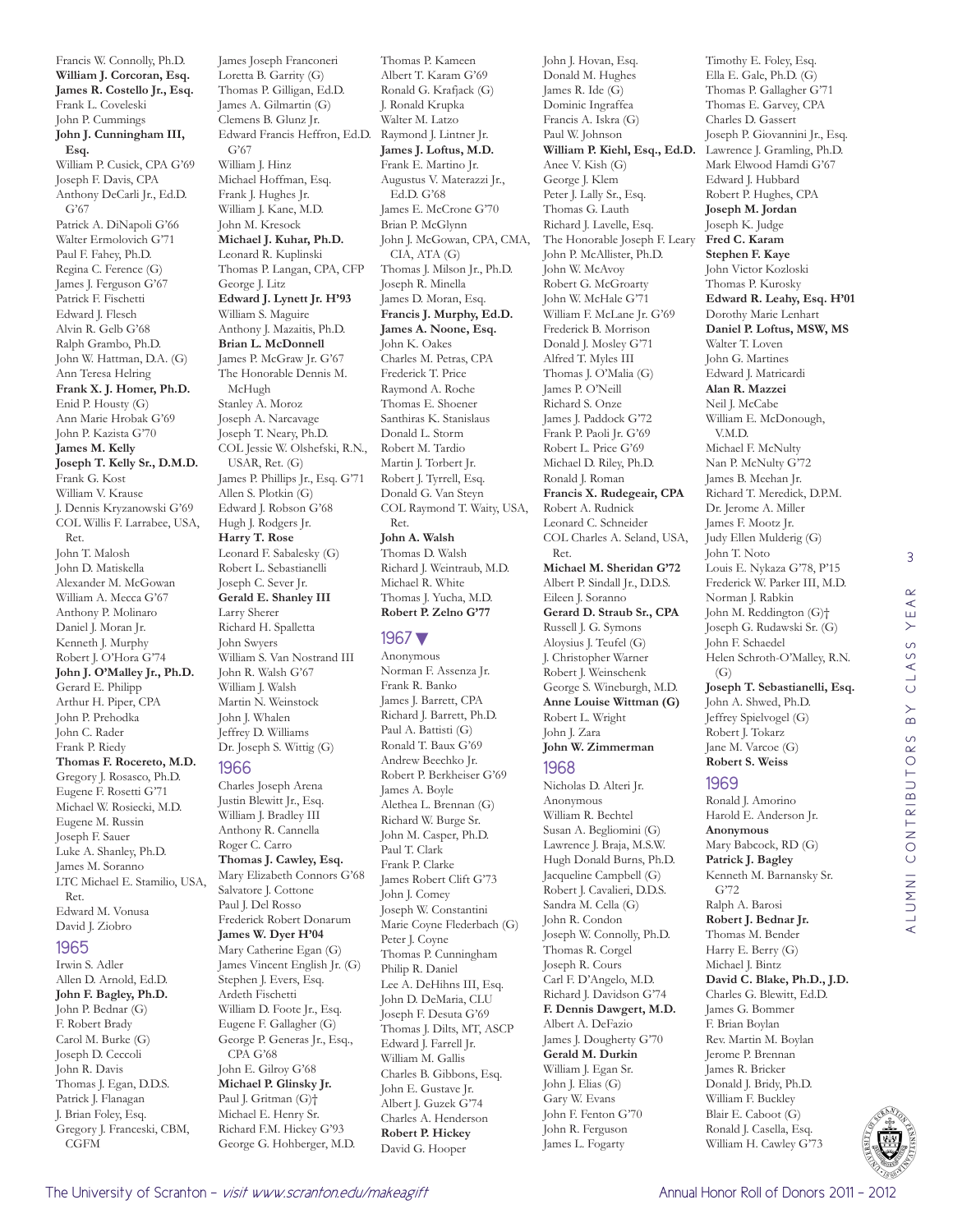Francis W. Connolly, Ph.D.
**William J. Corcoran, Esq.**
**James R. Costello Jr., Esq.**
Frank L. Coveleski
John P. Cummings
**John J. Cunningham III, Esq.**
William P. Cusick, CPA G'69
Joseph F. Davis, CPA
Anthony DeCarli Jr., Ed.D. G'67
Patrick A. DiNapoli G'66
Walter Ermolovich G'71
Paul F. Fahey, Ph.D.
Regina C. Ference (G)
James J. Ferguson G'67
Patrick F. Fischetti
Edward J. Flesch
Alvin R. Gelb G'68
Ralph Grambo, Ph.D.
John W. Hattman, D.A. (G)
Ann Teresa Helring
**Frank X. J. Homer, Ph.D.**
Enid P. Housty (G)
Ann Marie Hrobak G'69
John P. Kazista G'70
**James M. Kelly**
**Joseph T. Kelly Sr., D.M.D.**
Frank G. Kost
William V. Krause
J. Dennis Kryzanowski G'69
COL Willis F. Larrabee, USA, Ret.
John T. Malosh
John D. Matiskella
Alexander M. McGowan
William A. Mecca G'67
Anthony P. Molinaro
Daniel J. Moran Jr.
Kenneth J. Murphy
Robert J. O'Hora G'74
**John J. O'Malley Jr., Ph.D.**
Gerard E. Philipp
Arthur H. Piper, CPA
John P. Prehodka
John C. Rader
Frank P. Riedy
**Thomas F. Rocereto, M.D.**
Gregory J. Rosasco, Ph.D.
Eugene F. Rosetti G'71
Michael W. Rosiecki, M.D.
Eugene M. Russin
Joseph F. Sauer
Luke A. Shanley, Ph.D.
James M. Soranno
LTC Michael E. Stamilio, USA, Ret.
Edward M. Vonusa
David J. Ziobro

## 1965

Irwin S. Adler
Allen D. Arnold, Ed.D.
**John F. Bagley, Ph.D.**
John P. Bednar (G)
F. Robert Brady
Carol M. Burke (G)
Joseph D. Ceccoli
John R. Davis
Thomas J. Egan, D.D.S.
Patrick J. Flanagan
J. Brian Foley, Esq.
Gregory J. Franceski, CBM, CGFM
James Joseph Franconeri
Loretta B. Garrity (G)
Thomas P. Gilligan, Ed.D.
James A. Gilmartin (G)
Clemens B. Glunz Jr.
Edward Francis Heffron, Ed.D. G'67
William J. Hinz
Michael Hoffman, Esq.
Frank J. Hughes Jr.
William J. Kane, M.D.
John M. Kresock
**Michael J. Kuhar, Ph.D.**
Leonard R. Kuplinski
Thomas P. Langan, CPA, CFP
George J. Litz
**Edward J. Lynett Jr. H'93**
William S. Maguire
Anthony J. Mazaitis, Ph.D.
**Brian L. McDonnell**
James P. McGraw Jr. G'67
The Honorable Dennis M. McHugh
Stanley A. Moroz
Joseph A. Narcavage
Joseph T. Neary, Ph.D.
COL Jessie W. Olshefski, R.N., USAR, Ret. (G)
James P. Phillips Jr., Esq. G'71
Allen S. Plotkin (G)
Edward J. Robson G'68
Hugh J. Rodgers Jr.
**Harry T. Rose**
Leonard F. Sabalesky (G)
Robert L. Sebastianelli
Joseph C. Sever Jr.
**Gerald E. Shanley III**
Larry Sherer
Richard H. Spalletta
John Swyers
William S. Van Nostrand III
John R. Walsh G'67
William J. Walsh
Martin N. Weinstock
John J. Whalen
Jeffrey D. Williams
Dr. Joseph S. Wittig (G)

## 1966

Charles Joseph Arena
Justin Blewitt Jr., Esq.
William J. Bradley III
Anthony R. Cannella
Roger C. Carro
**Thomas J. Cawley, Esq.**
Mary Elizabeth Connors G'68
Salvatore J. Cottone
Paul J. Del Rosso
Frederick Robert Donarum
**James W. Dyer H'04**
Mary Catherine Egan (G)
James Vincent English Jr. (G)
Stephen J. Evers, Esq.
Ardeth Fischetti
William D. Foote Jr., Esq.
Eugene F. Gallagher (G)
George P. Generas Jr., Esq., CPA G'68
John E. Gilroy G'68
**Michael P. Glinsky Jr.**
Paul J. Gritman (G)†
Michael E. Henry Sr.
Richard F.M. Hickey G'93
George G. Hohberger, M.D.
Thomas P. Kameen
Albert T. Karam G'69
Ronald G. Krafjack (G)
J. Ronald Krupka
Walter M. Latzo
Raymond J. Lintner Jr.
**James J. Loftus, M.D.**
Frank E. Martino Jr.
Augustus V. Materazzi Jr., Ed.D. G'68
James E. McCrone G'70
Brian P. McGlynn
John J. McGowan, CPA, CMA, CIA, ATA (G)
Thomas J. Milson Jr., Ph.D.
Joseph R. Minella
James D. Moran, Esq.
**Francis J. Murphy, Ed.D.**
**James A. Noone, Esq.**
John K. Oakes
Charles M. Petras, CPA
Frederick T. Price
Raymond A. Roche
Thomas E. Shoener
Santhiras K. Stanislaus
Donald L. Storm
Robert M. Tardio
Martin J. Torbert Jr.
Robert J. Tyrrell, Esq.
Donald G. Van Steyn
COL Raymond T. Waity, USA, Ret.
**John A. Walsh**
Thomas D. Walsh
Richard J. Weintraub, M.D.
Michael R. White
Thomas J. Yucha, M.D.
**Robert P. Zelno G'77**

## 1967

Anonymous
Norman F. Assenza Jr.
Frank R. Banko
James J. Barrett, CPA
Richard J. Barrett, Ph.D.
Paul A. Battisti (G)
Ronald T. Baux G'69
Andrew Beechko Jr.
Robert P. Berkheiser G'69
James A. Boyle
Alethea L. Brennan (G)
Richard W. Burge Sr.
John M. Casper, Ph.D.
Paul T. Clark
Frank P. Clarke
James Robert Clift G'73
John J. Comey
Joseph W. Constantini
Marie Coyne Flederbach (G)
Peter J. Coyne
Thomas P. Cunningham
Philip R. Daniel
Lee A. DeHihns III, Esq.
John D. DeMaria, CLU
Joseph F. Desuta G'69
Thomas J. Dilts, MT, ASCP
Edward J. Farrell Jr.
William M. Gallis
Charles B. Gibbons, Esq.
John E. Gustave Jr.
Albert J. Guzek G'74
Charles A. Henderson
**Robert P. Hickey**
David G. Hooper
John J. Hovan, Esq.
Donald M. Hughes
James R. Ide (G)
Dominic Ingraffea
Francis A. Iskra (G)
Paul W. Johnson
**William P. Kiehl, Esq., Ed.D.**
Anee V. Kish (G)
George J. Klem
Peter J. Lally Sr., Esq.
Thomas G. Lauth
Richard J. Lavelle, Esq.
The Honorable Joseph F. Leary
John P. McAllister, Ph.D.
John W. McAvoy
Robert G. McGroarty
John W. McHale G'71
William F. McLane Jr. G'69
Frederick B. Morrison
Donald J. Mosley G'71
Alfred T. Myles III
Thomas J. O'Malia (G)
James P. O'Neill
Richard S. Onze
James J. Paddock G'72
Frank P. Paoli Jr. G'69
Robert L. Price G'69
Michael D. Riley, Ph.D.
Ronald J. Roman
**Francis X. Rudegeair, CPA**
Robert A. Rudnick
Leonard C. Schneider
COL Charles A. Seland, USA, Ret.
**Michael M. Sheridan G'72**
Albert P. Sindall Jr., D.D.S.
Eileen J. Soranno
**Gerard D. Straub Sr., CPA**
Russell J. G. Symons
Aloysius J. Teufel (G)
J. Christopher Warner
Robert J. Weinschenk
George S. Wineburgh, M.D.
**Anne Louise Wittman (G)**
Robert L. Wright
John J. Zara
**John W. Zimmerman**

## 1968

Nicholas D. Alteri Jr.
Anonymous
William R. Bechtel
Susan A. Begliomini (G)
Lawrence J. Braja, M.S.W.
Hugh Donald Burns, Ph.D.
Jacqueline Campbell (G)
Robert J. Cavalieri, D.D.S.
Sandra M. Cella (G)
John R. Condon
Joseph W. Connolly, Ph.D.
Thomas R. Corgel
Joseph R. Cours
Carl F. D'Angelo, M.D.
Richard J. Davidson G'74
**F. Dennis Dawgert, M.D.**
Albert A. DeFazio
James J. Dougherty G'70
**Gerald M. Durkin**
William J. Egan Sr.
John J. Elias (G)
Gary W. Evans
John F. Fenton G'70
John R. Ferguson
James L. Fogarty
Timothy E. Foley, Esq.
Ella E. Gale, Ph.D. (G)
Thomas P. Gallagher G'71
Thomas E. Garvey, CPA
Charles D. Gassert
Joseph P. Giovannini Jr., Esq.
Lawrence J. Gramling, Ph.D.
Mark Elwood Hamdi G'67
Edward J. Hubbard
Robert P. Hughes, CPA
**Joseph M. Jordan**
Joseph K. Judge
**Fred C. Karam**
**Stephen F. Kaye**
John Victor Kozloski
Thomas P. Kurosky
**Edward R. Leahy, Esq. H'01**
Dorothy Marie Lenhart
**Daniel P. Loftus, MSW, MS**
Walter T. Loven
John G. Martines
Edward J. Matricardi
**Alan R. Mazzei**
Neil J. McCabe
William E. McDonough, V.M.D.
Michael F. McNulty
Nan P. McNulty G'72
James B. Meehan Jr.
Richard T. Meredick, D.P.M.
Dr. Jerome A. Miller
James F. Mootz Jr.
Judy Ellen Mulderig (G)
John T. Noto
Louis E. Nykaza G'78, P'15
Frederick W. Parker III, M.D.
Norman J. Rabkin
John M. Reddington (G)†
Joseph G. Rudawski Sr. (G)
John F. Schaedel
Helen Schroth-O'Malley, R.N. (G)
**Joseph T. Sebastianelli, Esq.**
John A. Shwed, Ph.D.
Jeffrey Spielvogel (G)
Robert J. Tokarz
Jane M. Varcoe (G)
**Robert S. Weiss**

## 1969

Ronald J. Amorino
Harold E. Anderson Jr.
**Anonymous**
Mary Babcock, RD (G)
**Patrick J. Bagley**
Kenneth M. Barnansky Sr. G'72
Ralph A. Barosi
**Robert J. Bednar Jr.**
Thomas M. Bender
Harry E. Berry (G)
Michael J. Bintz
**David C. Blake, Ph.D., J.D.**
Charles G. Blewitt, Ed.D.
James G. Bommer
F. Brian Boylan
Rev. Martin M. Boylan
Jerome P. Brennan
James R. Bricker
Donald J. Bridy, Ph.D.
William F. Buckley
Blair E. Caboot (G)
Ronald J. Casella, Esq.
William H. Cawley G'73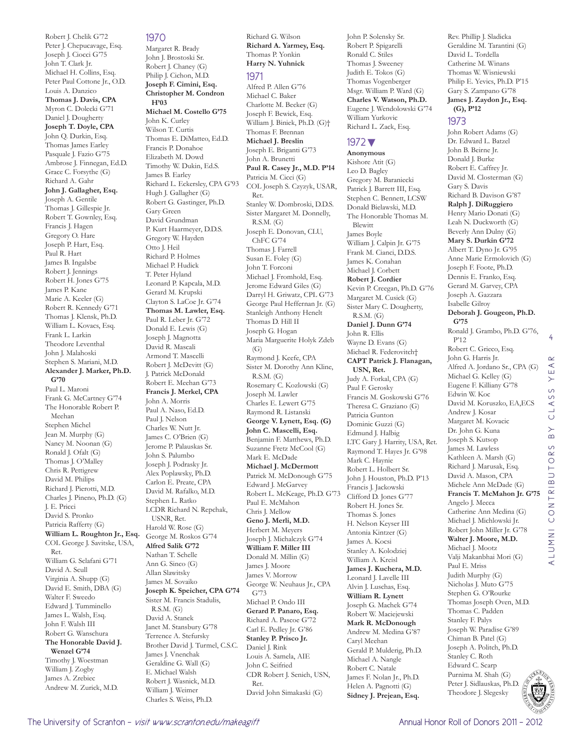Robert J. Chelik G'72
Peter J. Chepucavage, Esq.
Joseph J. Ciocci G'75
John T. Clark Jr.
Michael H. Collins, Esq.
Peter Paul Cottone Jr., O.D.
Louis A. Danzico
**Thomas J. Davis, CPA**
Myron C. Dolecki G'71
Daniel J. Dougherty
**Joseph T. Doyle, CPA**
John Q. Durkin, Esq.
Thomas James Earley
Pasquale J. Fazio G'75
Ambrose J. Finnegan, Ed.D.
Grace C. Forsythe (G)
Richard A. Gahr
**John J. Gallagher, Esq.**
Joseph A. Gentile
Thomas J. Gillespie Jr.
Robert T. Gownley, Esq.
Francis J. Hagen
Gregory O. Hare
Joseph P. Hart, Esq.
Paul R. Hart
James B. Ingalsbe
Robert J. Jennings
Robert H. Jones G'75
James P. Kane
Marie A. Keeler (G)
Robert R. Kennedy G'71
Thomas J. Klensk, Ph.D.
William L. Kovacs, Esq.
Frank L. Larkin
Theodore Leventhal
John J. Malahoski
Stephen S. Mariani, M.D.
**Alexander J. Marker, Ph.D. G'70**
Paul L. Maroni
Frank G. McCartney G'74
The Honorable Robert P. Meehan
Stephen Michel
Jean M. Murphy (G)
Nancy M. Noonan (G)
Ronald J. Ofalt (G)
Thomas J. O'Malley
Chris R. Pettigrew
David M. Philips
Richard J. Pierotti, M.D.
Charles J. Pineno, Ph.D. (G)
J. E. Pricci
David S. Pronko
Patricia Rafferty (G)
**William L. Roughton Jr., Esq.**
COL George J. Savitske, USA, Ret.
William G. Sclafani G'71
David A. Scull
Virginia A. Shupp (G)
David E. Smith, DBA (G)
Walter F. Sweedo
Edward J. Tumminello
James L. Walsh, Esq.
John F. Walsh III
Robert G. Wanschura
**The Honorable David J. Wenzel G'74**
Timothy J. Woestman
William J. Zogby
James A. Zrebiec
Andrew M. Zurick, M.D.

## 1970

Margaret R. Brady
John J. Brostoski Sr.
Robert J. Chaney (G)
Philip J. Cichon, M.D.
**Joseph F. Cimini, Esq.**
**Christopher M. Condron H'03**
**Michael M. Costello G'75**
John K. Curley
Wilson T. Curtis
Thomas E. DiMatteo, Ed.D.
Francis P. Donahoe
Elizabeth M. Dowd
Timothy W. Dukin, Ed.S.
James B. Earley
Richard L. Eckersley, CPA G'93
Hugh J. Gallagher (G)
Robert G. Gastinger, Ph.D.
Gary Green
David Grundman
P. Kurt Haarmeyer, D.D.S.
Gregory W. Hayden
Otto J. Heil
Richard P. Holmes
Michael P. Hudick
T. Peter Hyland
Leonard P. Kapcala, M.D.
Gerard M. Krupski
Clayton S. LaCoe Jr. G'74
**Thomas M. Lawler, Esq.**
Paul R. Leber Jr. G'72
Donald E. Lewis (G)
Joseph J. Magnotta
David R. Mascali
Armond T. Mascelli
Robert J. McDevitt (G)
J. Patrick McDonald
Robert E. Meehan G'73
**Francis J. Merkel, CPA**
John A. Morris
Paul A. Naso, Ed.D.
Paul J. Nelson
Charles W. Nutt Jr.
James C. O'Brien (G)
Jerome P. Palauskas Sr.
John S. Palumbo
Joseph J. Podrasky Jr.
Alex Poplawsky, Ph.D.
Carlon E. Preate, CPA
David M. Rafalko, M.D.
Stephen L. Ratko
LCDR Richard N. Repchak, USNR, Ret.
Harold W. Rose (G)
George M. Roskos G'74
**Alfred Salik G'72**
Nathan T. Schelle
Ann G. Sinco (G)
Allan Slawitsky
James M. Sovaiko
**Joseph K. Speicher, CPA G'74**
Sister M. Francis Stadulis, R.S.M. (G)
David A. Stanek
Janet M. Stansbury G'78
Terrence A. Stefursky
Brother David J. Turmel, C.S.C.
James J. Vnenchak
Geraldine G. Wall (G)
E. Michael Walsh
Robert J. Wasnick, M.D.
William J. Weimer
Charles S. Weiss, Ph.D.
Richard G. Wilson
**Richard A. Yarmey, Esq.**
Thomas P. Yonkin
**Harry N. Yuhnick**

## 1971

Alfred P. Allen G'76
Michael C. Baker
Charlotte M. Becker (G)
Joseph F. Bewick, Esq.
William J. Biniek, Ph.D. (G)†
Thomas F. Brennan
**Michael J. Breslin**
Joseph E. Briganti G'73
John A. Brunetti
**Paul R. Casey Jr., M.D. P'14**
Patricia M. Cicci (G)
COL Joseph S. Czyzyk, USAR, Ret.
Stanley W. Dombroski, D.D.S.
Sister Margaret M. Donnelly, R.S.M. (G)
Joseph E. Donovan, CLU, ChFC G'74
Thomas J. Farrell
Susan E. Foley (G)
John T. Forconi
Michael J. Fromhold, Esq.
Jerome Edward Giles (G)
Darryl H. Griwatz, CPL G'73
George Paul Heffernan Jr. (G)
Stanleigh Anthony Henelt
Thomas D. Hill II
Joseph G. Hogan
Maria Marguerite Holyk Zdeb (G)
Raymond J. Keefe, CPA
Sister M. Dorothy Ann Kline, R.S.M. (G)
Rosemary C. Kozlowski (G)
Joseph M. Lawler
Charles E. Lewert G'75
Raymond R. Listanski
**George V. Lynett, Esq. (G)**
**John C. Mascelli, Esq.**
Benjamin F. Matthews, Ph.D.
Suzanne Fretz McCool (G)
Mark E. McDade
**Michael J. McDermott**
Patrick M. McDonough G'75
Edward J. McGarvey
Robert L. McKeage, Ph.D. G'73
Paul E. McMahon
Chris J. Mellow
**Geno J. Merli, M.D.**
Herbert M. Meyers
Joseph J. Michalczyk G'74
**William F. Miller III**
Donald M. Millin (G)
James J. Moore
James V. Morrow
George W. Neuhaus Jr., CPA G'73
Michael P. Ondo III
**Gerard P. Panaro, Esq.**
Richard A. Pascoe G'72
Carl E. Pedley Jr. G'86
**Stanley P. Prisco Jr.**
Daniel J. Rink
Louis A. Samela, AIE
John C. Seifried
CDR Robert J. Senich, USN, Ret.
David John Simakaski (G)
John P. Solensky Sr.
Robert P. Spigarelli
Ronald C. Stiles
Thomas J. Sweeney
Judith E. Tokos (G)
Thomas Vogenberger
Msgr. William P. Ward (G)
**Charles V. Watson, Ph.D.**
Eugene J. Wendolowski G'74
William Yurkovic
Richard L. Zack, Esq.

## 1972 ▼

**Anonymous**
Kishore Atit (G)
Leo D. Bagley
Gregory M. Baraniecki
Patrick J. Barrett III, Esq.
Stephen C. Bennett, LCSW
Donald Bielawski, M.D.
The Honorable Thomas M. Blewitt
James Boyle
William J. Calpin Jr. G'75
Frank M. Cianci, D.D.S.
James K. Conahan
Michael J. Corbett
**Robert J. Cordier**
Kevin P. Creegan, Ph.D. G'76
Margaret M. Cusick (G)
Sister Mary C. Dougherty, R.S.M. (G)
**Daniel J. Dunn G'74**
John R. Ellis
Wayne D. Evans (G)
Michael R. Federovitch†
**CAPT Patrick J. Flanagan, USN, Ret.**
Judy A. Forkal, CPA (G)
Paul F. Gerosky
Francis M. Goskowski G'76
Theresa C. Graziano (G)
Patricia Gunton
Dominic Guzzi (G)
Edmund J. Halbig
LTC Gary J. Harrity, USA, Ret.
Raymond T. Hayes Jr. G'98
Mark C. Haynie
Robert L. Holbert Sr.
John J. Houston, Ph.D. P'13
Francis J. Jackowski
Clifford D. Jones G'77
Robert H. Jones Sr.
Thomas S. Jones
H. Nelson Keyser III
Antonia Kintzer (G)
James A. Kocsi
Stanley A. Kolodziej
William A. Kreisl
**James J. Kuchera, M.D.**
Leonard J. Lavelle III
Alvin J. Luschas, Esq.
**William R. Lynett**
Joseph G. Machek G'74
Robert W. Maciejewski
**Mark R. McDonough**
Andrew M. Medina G'87
Caryl Meehan
Gerald P. Mulderig, Ph.D.
Michael J. Nangle
Robert C. Natale
James F. Nolan Jr., Ph.D.
Helen A. Pagnotti (G)
**Sidney J. Prejean, Esq.**
Rev. Phillip J. Sladicka
Geraldine M. Tarantini (G)
David L. Tordella
Catherine M. Winans
Thomas W. Wisniewski
Philip E. Yevics, Ph.D. P'15
Gary S. Zampano G'78
**James J. Zaydon Jr., Esq. (G), P'12**

## 1973

John Robert Adams (G)
Dr. Edward L. Batzel
John B. Beirne Jr.
Donald J. Burke
Robert E. Caffrey Jr.
David M. Closterman (G)
Gary S. Davis
Richard B. Davison G'87
**Ralph J. DiRuggiero**
Henry Mario Donati (G)
Leah N. Duckworth (G)
Beverly Ann Dulny (G)
**Mary S. Durkin G'72**
Albert T. Dyno Jr. G'95
Anne Marie Ermolovich (G)
Joseph F. Foote, Ph.D.
Dennis E. Franko, Esq.
Gerard M. Garvey, CPA
Joseph A. Gazzara
Isabelle Gilroy
**Deborah J. Gougeon, Ph.D. G'75**
Ronald J. Grambo, Ph.D. G'76, P'12
Robert C. Grieco, Esq.
John G. Harris Jr.
Alfred A. Jordano Sr., CPA (G)
Michael G. Kelley (G)
Eugene F. Killiany G'78
Edwin W. Koc
David M. Koruszko, EA,ECS
Andrew J. Kosar
Margaret M. Kovacic
Dr. John G. Kuna
Joseph S. Kutsop
James M. Lawless
Kathleen A. Marsh (G)
Richard J. Marusak, Esq.
David A. Mason, CPA
Michele Ann McDade (G)
**Francis T. McMahon Jr. G'75**
Angelo J. Mecca
Catherine Ann Medina (G)
Michael J. Michlowski Jr.
Robert John Miller Jr. G'78
**Walter J. Moore, M.D.**
Michael J. Mootz
Valji Makanbhai Mori (G)
Paul E. Mriss
Judith Murphy (G)
Nicholas J. Muto G'75
Stephen G. O'Rourke
Thomas Joseph Oven, M.D.
Thomas C. Padden
Stanley F. Palys
Joseph W. Paradise G'89
Chiman B. Patel (G)
Joseph A. Politch, Ph.D.
Stanley C. Roth
Edward C. Scarp
Purnima M. Shah (G)
Peter J. Sidlauskas, Ph.D.
Theodore J. Slegesky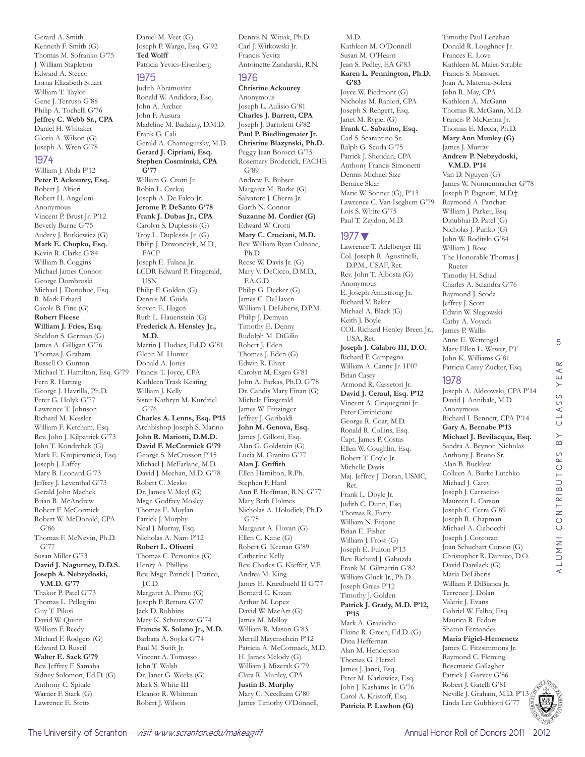Gerard A. Smith
Kenneth F. Smith (G)
Thomas M. Sofranko G'75
J. William Stapleton
Edward A. Stecco
Lorna Elizabeth Stuart
William T. Taylor
Gene J. Terruso G'88
Philip A. Tochelli G'76
**Jeffrey C. Webb Sr., CPA**
Daniel H. Whitaker
Gloria A. Wilson (G)
Joseph A. Wren G'78

## 1974

William J. Abda P'12
**Peter P. Ackourey, Esq.**
Robert J. Altieri
Robert H. Angeloni
Anonymous
Vincent P. Brust Jr. P'12
Beverly Burne G'75
Audrey J. Butkiewicz (G)
**Mark E. Chopko, Esq.**
Kevin R. Clarke G'84
William B. Coggins
Michael James Connor
George Dombroski
Michael J. Donohue, Esq.
R. Mark Erhard
Carole B. Fine (G)
**Robert Fleese**
**William J. Fries, Esq.**
Sheldon S. German (G)
James A. Gilligan G'76
Thomas J. Graham
Russell O. Gunton
Michael T. Hamilton, Esq. G'79
Fern R. Hartnig
George J. Havrilla, Ph.D.
Peter G. Holyk G'77
Lawrence T. Johnson
Richard M. Kessler
William F. Ketcham, Esq.
Rev. John J. Kilpatrick G'73
John T. Kondrchek (G)
Mark E. Kropiewnicki, Esq.
Joseph J. Laffey
Mary B. Leonard G'73
Jeffrey J. Leventhal G'73
Gerald John Machek
Brian R. McAndrew
Robert F. McCormick
Robert W. McDonald, CPA G'86
Thomas F. McNevin, Ph.D. G'77
Susan Miller G'73
**David J. Nagurney, D.D.S.**
**Joseph A. Nebzydoski, V.M.D. G'77**
Thakor P. Patel G'73
Thomas L. Pellegrini
Guy T. Pilosi
David W. Quinn
William F. Reedy
Michael F. Rodgers (G)
Edward D. Ruscil
**Walter E. Sack G'79**
Rev. Jeffrey F. Samaha
Sidney Solomon, Ed.D. (G)
Anthony C. Spitale
Warner F. Stark (G)
Lawrence E. Stetts
Daniel M. Veet (G)
Joseph P. Wargo, Esq. G'92
**Ted Wolff**
Patricia Yevics-Eisenberg

## 1975

Judith Abramovitz
Ronald W. Andidora, Esq.
John A. Archer
John F. Ausura
Madeline M. Badalaty, D.M.D.
Frank G. Cali
Gerald A. Charnogursky, M.D.
**Gerard J. Cipriani, Esq.**
**Stephen Cosminski, CPA G'77**
William G. Crotti Jr.
Robin L. Czekaj
Joseph A. De Falco Jr.
**Jerome P. DeSanto G'78**
**Frank J. Dubas Jr., CPA**
Carolyn S. Duplessis (G)
Troy L. Duplessis Jr. (G)
Philip J. Dzwonczyk, M.D., FACP
Joseph E. Falana Jr.
LCDR Edward P. Fitzgerald, USN
Philip F. Golden (G)
Dennis M. Guida
Steven E. Hagen
Ruth L. Hauenstein (G)
**Frederick A. Hensley Jr., M.D.**
Martin J. Hudacs, Ed.D. G'81
Glenn M. Hunter
Donald A. Jones
Francis T. Joyce, CPA
Kathleen Trask Keating
William J. Kelly
Sister Kathryn M. Kurdziel G'76
**Charles A. Lenns, Esq. P'15**
Archbishop Joseph S. Marino
**John R. Mariotti, D.M.D.**
**David F. McCormick G'79**
George S. McCrosson P'15
Michael J. McFarlane, M.D.
David J. Meehan, M.D. G'78
Robert C. Mesko
Dr. James V. Meyl (G)
Msgr. Godfrey Mosley
Thomas E. Moylan
Patrick J. Murphy
Neal J. Murray, Esq.
Nicholas A. Naro P'12
**Robert L. Olivetti**
Thomas C. Personius (G)
Henry A. Phillips
Rev. Msgr. Patrick J. Pratico, J.C.D.
Margaret A. Preno (G)
Joseph P. Rettura G'07
Jack D. Robbins
Mary K. Scheutzow G'74
**Francis X. Solano Jr., M.D.**
Barbara A. Soyka G'74
Paul M. Swift Jr.
Vincent A. Tomasso
John T. Walsh
Dr. Janet G. Weeks (G)
Mark S. White III
Eleanor R. Whitman
Robert J. Wilson
Dennis N. Witiak, Ph.D.
Carl J. Witkowski Jr.
Francis Yevitz
Antoinette Zandarski, R.N.

## 1976

**Christine Ackourey**
Anonymous
Joseph L. Aulisio G'81
**Charles J. Barrett, CPA**
Joseph J. Bartoletti G'82
**Paul P. Biedlingmaier Jr.**
**Christine Blazynski, Ph.D.**
Peggy Jean Borocci G'75
Rosemary Broderick, FACHE G'89
Andrew E. Bubser
Margaret M. Burke (G)
Salvatore J. Cherra Jr.
Garth N. Connor
**Suzanne M. Cordier (G)**
Edward W. Crotti
**Mary C. Cruciani, M.D.**
Rev. William Ryan Culnane, Ph.D.
Reese W. Davis Jr. (G)
Mary V. DeCicco, D.M.D., F.A.G.D.
Philip G. Decker (G)
James C. DeHaven
William J. DeLiberis, D.P.M.
Philip J. Demyan
Timothy E. Denny
Rudolph M. DiGilio
Robert J. Eden
Thomas J. Eden (G)
Edwin R. Ehret
Carolyn M. Esgro G'81
John A. Farkas, Ph.D. G'78
Dr. Candis Mary Finan (G)
Michele Fitzgerald
James W. Fritzinger
Jeffrey J. Garibaldi
**John M. Genova, Esq.**
James J. Gillotti, Esq.
Alan G. Goldstein (G)
Lucia M. Granito G'77
**Alan J. Griffith**
Ellen Hamilton, R.Ph.
Stephen F. Hard
Ann P. Hoffman, R.N. G'77
Mary Beth Holmes
Nicholas A. Holodick, Ph.D. G'75
Margaret A. Hovan (G)
Ellen C. Kane (G)
Robert G. Keenan G'89
Catherine Kelly
Rev. Charles G. Kieffer, V.F.
Andrea M. King
James E. Kneubuehl II G'77
Bernard C. Krzan
Arthur M. Lopez
David W. MacArt (G)
James M. Malloy
William R. Mason G'83
Merrill Mayenschein P'12
Patricia A. McCormack, M.D.
H. James Melody (G)
William J. Mizerak G'79
Clara R. Munley, CPA
**Justin B. Murphy**
Mary C. Needham G'80
James Timothy O'Donnell, M.D.
Kathleen M. O'Donnell
Susan M. O'Hearn
Jean S. Pedley, EA G'83
**Karen L. Pennington, Ph.D. G'83**
Joyce W. Piedmont (G)
Nicholas M. Ranieri, CPA
Joseph S. Rengert, Esq.
Janet M. Rygiel (G)
**Frank C. Sabatino, Esq.**
Carl S. Scarantino Sr.
Ralph G. Scoda G'75
Patrick J. Sheridan, CPA
Anthony Francis Simonetti
Dennis Michael Size
Bernice Sklar
Marie W. Sonner (G), P'13
Lawrence C. Van Iseghem G'79
Lois S. White G'75
Paul T. Zaydon, M.D.

## 1977 ▼

Lawrence T. Adelberger III
Col. Joseph R. Agostinelli, D.P.M., USAF, Ret.
Rev. John T. Albosta (G)
Anonymous
E. Joseph Armstrong Jr.
Richard V. Baker
Michael A. Black (G)
Keith J. Boyle
COL Richard Henley Breen Jr., USA, Ret.
**Joseph J. Calabro III, D.O.**
Richard P. Campagna
William A. Canny Jr. H'07
Brian Casey
Armond R. Cassetori Jr.
**David J. Ceraul, Esq. P'12**
Vincent A. Cinquegrani Jr.
Peter Cirrinicione
George R. Coar, M.D.
Ronald R. Collins, Esq.
Capt. James P. Costas
Ellen W. Coughlin, Esq.
Robert T. Coyle Jr.
Michelle Davis
Maj. Jeffrey J. Doran, USMC, Ret.
Frank L. Doyle Jr.
Judith C. Dunn, Esq.
Thomas R. Farry
William N. Firjone
Brian E. Fisher
William J. Frost (G)
Joseph E. Fulton P'13
Rev. Richard J. Gabuzda
Frank M. Gilmartin G'82
William Gluck Jr., Ph.D.
Joseph Gnias P'12
Timothy J. Golden
**Patrick J. Grady, M.D. P'12, P'15**
Mark A. Graziadio
Elaine R. Green, Ed.D. (G)
Dina Heffernan
Alan M. Henderson
Thomas G. Hetzel
James J. Janci, Esq.
Peter M. Karlowicz, Esq.
John J. Kashatus Jr. G'76
Carol A. Kristoff, Esq.
**Patricia P. Lawhon (G)**
Timothy Paul Lenahan
Donald R. Loughney Jr.
Frances E. Love
Kathleen M. Maier-Struble
Francis S. Mansueti
Joan A. Materna-Solera
John R. May, CPA
Kathleen A. McGann
Thomas R. McGann, M.D.
Francis P. McKenna Jr.
Thomas E. Mecca, Ph.D.
**Mary Ann Munley (G)**
James J. Murray
**Andrew P. Nebzydoski, V.M.D. P'14**
Van D. Nguyen (G)
James W. Nonnenmacher G'78
Joseph P. Pagnotti, M.D.†
Raymond A. Panchari
William J. Parker, Esq.
Dinubhai D. Patel (G)
Nicholas J. Punko (G)
John W. Roditski G'84
William J. Rose
The Honorable Thomas J. Rueter
Timothy H. Schad
Charles A. Sciandra G'76
Raymond J. Scoda
Jeffrey J. Scott
Edwin W. Slegowski
Cathy A. Voyack
James P. Wallis
Anne E. Wettengel
Mary Ellen L. Wewer, PT
John K. Williams G'81
Patricia Carey Zucker, Esq.

## 1978

Joseph A. Aldcowski, CPA P'14
David J. Annibale, M.D.
Anonymous
Richard I. Bennett, CPA P'14
**Gary A. Bernabe P'13**
**Michael J. Bevilacqua, Esq.**
Sandra A. Beynon Nicholas
Anthony J. Bruno Sr.
Alan B. Bucklaw
Colleen A. Burke Lutchko
Michael J. Carey
Joseph J. Carracino
Maureen L. Carson
Joseph C. Cerra G'89
Joseph R. Chapman
Michael A. Ciabocchi
Joseph J. Corcoran
Joan Schuchart Corson (G)
Christopher R. Damico, D.O.
David Danilack (G)
Maria DeLiberis
William P. DiBianca Jr.
Terrence J. Dolan
Valerie J. Evans
Gabriel W. Falbo, Esq.
Maurica R. Fedors
Sharon Fernandes
**Maria Figiel-Hemenetz**
James C. Fitzsimmons Jr.
Raymond C. Fleming
Rosemarie Gallagher
Patrick J. Garvey G'86
Robert J. Gatelli G'81
Neville J. Graham, M.D. P'13
Linda Lee Gubbiotti G'77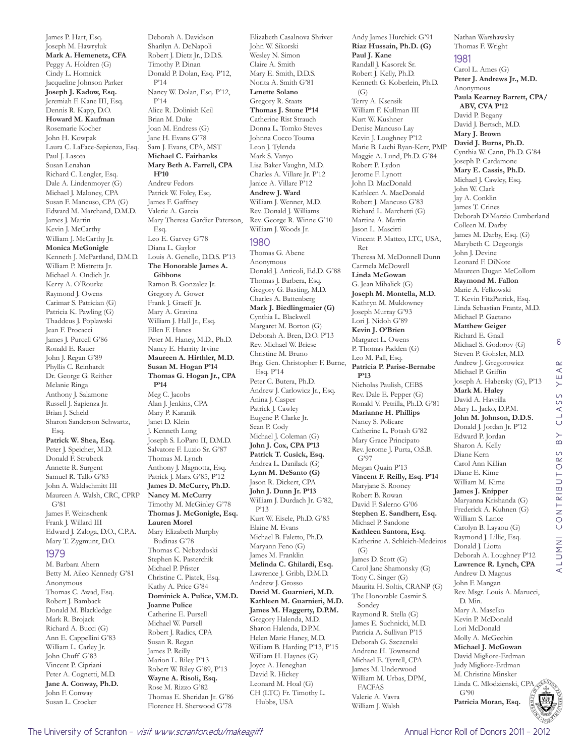James P. Hart, Esq.
Joseph M. Hawryluk
**Mark A. Hemenetz, CFA**
Peggy A. Holdren (G)
Cindy L. Homnick
Jacqueline Johnson Parker
**Joseph J. Kadow, Esq.**
Jeremiah F. Kane III, Esq.
Dennis R. Kapp, D.O.
**Howard M. Kaufman**
Rosemarie Kocher
John H. Kowpak
Laura C. LaFace-Sapienza, Esq.
Paul J. Lasota
Susan Lenahan
Richard C. Lengler, Esq.
Dale A. Lindenmoyer (G)
Michael J. Maloney, CPA
Susan F. Mancuso, CPA (G)
Edward M. Marchand, D.M.D.
James J. Martin
Kevin J. McCarthy
William J. McCarthy Jr.
**Monica McGonigle**
Kenneth J. McPartland, D.M.D.
William P. Mistretta Jr.
Michael A. Ondich Jr.
Kerry A. O'Rourke
Raymond J. Owens
Carimar S. Patrician (G)
Patricia K. Pawling (G)
Thaddeus J. Poplawski
Jean F. Procacci
James J. Purcell G'86
Ronald E. Rauer
John J. Regan G'89
Phyllis C. Reinhardt
Dr. George G. Reither
Melanie Ringa
Anthony J. Salamone
Russell J. Sapienza Jr.
Brian J. Scheld
Sharon Sanderson Schwartz, Esq.
**Patrick W. Shea, Esq.**
Peter J. Speicher, M.D.
Donald F. Strubeck
Annette R. Surgent
Samuel R. Tallo G'83
John A. Waldschmitt III
Maureen A. Walsh, CRC, CPRP G'81
James F. Weinschenk
Frank J. Willard III
Edward J. Zaloga, D.O., C.P.A.
Mary T. Zygmunt, D.O.

## 1979

M. Barbara Ahern
Betty M. Aileo Kennedy G'81
Anonymous
Thomas C. Awad, Esq.
Robert J. Bamback
Donald M. Blackledge
Mark R. Brojack
Richard A. Bucci (G)
Ann E. Cappellini G'83
William L. Carley Jr.
John Chuff G'83
Vincent P. Cipriani
Peter A. Cognetti, M.D.
**Jane A. Conway, Ph.D.**
John F. Conway
Susan L. Crocker
Deborah A. Davidson
Sharilyn A. DeNapoli
Robert J. Dietz Jr., D.D.S.
Timothy P. Dinan
Donald P. Dolan, Esq. P'12, P'14
Nancy W. Dolan, Esq. P'12, P'14
Alice R. Dolinish Keil
Brian M. Duke
Joan M. Endress (G)
Jane H. Evans G'78
Sam J. Evans, CPA, MST
**Michael C. Fairbanks**
**Mary Beth A. Farrell, CPA H'10**
Andrew Fedors
Patrick W. Foley, Esq.
James F. Gaffney
Valerie A. Garcia
Mary Theresa Gardier Paterson, Esq.
Leo E. Garvey G'78
Diana L. Gaylor
Louis A. Genello, D.D.S. P'13
**The Honorable James A. Gibbons**
Ramon B. Gonzalez Jr.
Gregory A. Gower
Frank J. Graeff Jr.
Mary A. Gravina
William J. Hall Jr., Esq.
Ellen F. Hanes
Peter M. Haney, M.D., Ph.D.
Nancy E. Harrity Irvine
**Maureen A. Hirthler, M.D.**
**Susan M. Hogan P'14**
**Thomas G. Hogan Jr., CPA P'14**
Meg C. Jacobs
Alan J. Jenkins, CPA
Mary P. Karanik
Janet D. Klein
J. Kenneth Long
Joseph S. LoParo II, D.M.D.
Salvatore F. Luzio Sr. G'87
Thomas M. Lynch
Anthony J. Magnotta, Esq.
Patrick J. Marx G'85, P'12
**James D. McCurry, Ph.D.**
**Nancy M. McCurry**
Timothy M. McGinley G'78
**Thomas J. McGonigle, Esq.**
**Lauren Morel**
Mary Elizabeth Murphy Budinas G'78
Thomas C. Nebzydoski
Stephen K. Pasterchik
Michael P. Pfister
Christine C. Piatek, Esq.
Kathy A. Price G'84
**Dominick A. Pulice, V.M.D.**
**Joanne Pulice**
Catherine E. Pursell
Michael W. Pursell
Robert J. Radics, CPA
Susan R. Regan
James P. Reilly
Marion L. Riley P'13
Robert W. Riley G'89, P'13
**Wayne A. Risoli, Esq.**
Rose M. Rizzo G'82
Thomas E. Sheridan Jr. G'86
Florence H. Sherwood G'78
Elizabeth Casalnova Shriver
John W. Sikorski
Wesley N. Simon
Claire A. Smith
Mary E. Smith, D.D.S.
Norita A. Smith G'81
**Lenette Solano**
Gregory R. Staats
**Thomas J. Stone P'14**
Catherine Rist Strauch
Donna L. Tomko Steves
Johnna Cocco Touma
Leon J. Tylenda
Mark S. Vanyo
Lisa Baker Vaughn, M.D.
Charles A. Villare Jr. P'12
Janice A. Villare P'12
**Andrew J. Ward**
William J. Wenner, M.D.
Rev. Donald J. Williams
Rev. George R. Winne G'10
William J. Woods Jr.

## 1980

Thomas G. Abene
Anonymous
Donald J. Anticoli, Ed.D. G'88
Thomas J. Barbera, Esq.
Gregory G. Basting, M.D.
Charles A. Battenberg
**Mark J. Biedlingmaier (G)**
Cynthia L. Blackwell
Margaret M. Borton (G)
Deborah A. Bren, D.O. P'13
Rev. Michael W. Briese
Christine M. Bruno
Brig. Gen. Christopher F. Burne, Esq. P'14
Peter C. Butera, Ph.D.
Andrew J. Carlowicz Jr., Esq.
Anina J. Casper
Patrick J. Cawley
Eugene P. Clarke Jr.
Sean P. Cody
Michael J. Coleman (G)
**John J. Cox, CPA P'13**
**Patrick T. Cusick, Esq.**
Andrea L. Danilack (G)
**Lynn M. DeSanto (G)**
Jason R. Dickert, CPA
**John J. Dunn Jr. P'13**
William J. Durdach Jr. G'82, P'13
Kurt W. Eisele, Ph.D. G'85
Elaine M. Evans
Michael B. Faletto, Ph.D.
Maryann Feno (G)
James M. Franklin
**Melinda C. Ghilardi, Esq.**
Lawrence J. Gribb, D.M.D.
Andrew J. Grosso
**David M. Guarnieri, M.D.**
**Kathleen M. Guarnieri, M.D.**
**James M. Haggerty, D.P.M.**
Gregory Halenda, M.D.
Sharon Halenda, D.P.M.
Helen Marie Haney, M.D.
William B. Harding P'13, P'15
William H. Haynes (G)
Joyce A. Heneghan
David R. Hickey
Leonard M. Hoal (G)
CH (LTC) Fr. Timothy L. Hubbs, USA
Andy James Hurchick G'91
**Riaz Hussain, Ph.D. (G)**
**Paul J. Kane**
Randall J. Kasorek Sr.
Robert J. Kelly, Ph.D.
Kenneth G. Koberlein, Ph.D. (G)
Terry A. Ksensik
William F. Kullman III
Kurt W. Kushner
Denise Mancuso Lay
Kevin J. Loughney P'12
Marie B. Luchi Ryan-Kerr, PMP
Maggie A. Lund, Ph.D. G'84
Robert P. Lydon
Jerome F. Lynott
John D. MacDonald
Kathleen A. MacDonald
Robert J. Mancuso G'83
Richard L. Marchetti (G)
Martina A. Martin
Jason L. Mascitti
Vincent P. Matteo, LTC, USA, Ret
Theresa M. McDonnell Dunn
Carmela McDowell
**Linda McGowan**
G. Jean Mihalick (G)
**Joseph M. Montella, M.D.**
Kathryn M. Muldowney
Joseph Murray G'93
Lori J. Nidoh G'89
**Kevin J. O'Brien**
Margaret L. Owens
P. Thomas Padden (G)
Leo M. Pall, Esq.
**Patricia P. Parise-Bernabe P'13**
Nicholas Paulish, CEBS
Rev. Dale E. Pepper (G)
Ronald V. Petrilla, Ph.D. G'81
**Marianne H. Phillips**
Nancy S. Policare
Catherine L. Potash G'82
Mary Grace Principato
Rev. Jerome J. Purta, O.S.B. G'97
Megan Quain P'13
**Vincent F. Reilly, Esq. P'14**
Maryjane S. Rooney
Robert B. Rowan
David F. Salerno G'06
**Stephen E. Sandherr, Esq.**
Michael P. Sandone
**Kathleen Santora, Esq.**
Katherine A. Schleich-Medeiros (G)
James D. Scott (G)
Carol Jane Shamonsky (G)
Tony C. Singer (G)
Maurita H. Soltis, CRANP (G)
The Honorable Casmir S. Sondey
Raymond R. Stella (G)
James E. Suchnicki, M.D.
Patricia A. Sullivan P'15
Deborah G. Szczenski
Andrene H. Townsend
Michael E. Tyrrell, CPA
James M. Underwood
William M. Urbas, DPM, FACFAS
Valerie A. Vavra
William J. Walsh
Nathan Warshawsky
Thomas F. Wright

## 1981

Carol L. Ames (G)
**Peter J. Andrews Jr., M.D.**
Anonymous
**Paula Kearney Barrett, CPA/ ABV, CVA P'12**
David P. Begany
David J. Bertsch, M.D.
**Mary J. Brown**
**David J. Burns, Ph.D.**
Cynthia W. Cann, Ph.D. G'84
Joseph P. Cardamone
**Mary E. Cassis, Ph.D.**
Michael J. Cawley, Esq.
John W. Clark
Jay A. Conklin
James T. Crines
Deborah DiMarzio Cumberland
Colleen M. Darby
James M. Darby, Esq. (G)
Marybeth C. Degeorgis
John J. Devine
Leonard F. DiNote
Maureen Dugan McCollom
**Raymond M. Fallon**
Marie A. Felkowski
T. Kevin FitzPatrick, Esq.
Linda Sebastian Frantz, M.D.
Michael P. Gaetano
**Matthew Geiger**
Richard E. Gnall
Michael S. Godorov (G)
Steven P. Gohsler, M.D.
Andrew J. Gregorowicz
Michael P. Griffin
Joseph A. Habersky (G), P'13
**Mark M. Haley**
David A. Havrilla
Mary L. Jacko, D.P.M.
**John M. Johnson, D.D.S.**
Donald J. Jordan Jr. P'12
Edward P. Jordan
Sharon A. Kelly
Diane Kern
Carol Ann Killian
Diane E. Kime
William M. Kime
**James J. Knipper**
Maryanna Krishanda (G)
Frederick A. Kuhnen (G)
William S. Lance
Carolyn B. Layaou (G)
Raymond J. Lillie, Esq.
Donald J. Liotta
Deborah A. Loughney P'12
**Lawrence R. Lynch, CPA**
Andrew D. Magnus
John F. Mangan
Rev. Msgr. Louis A. Marucci, D. Min.
Mary A. Maselko
Kevin P. McDonald
Lori McDonald
Molly A. McGeehin
**Michael J. McGowan**
David Migliore-Erdman
Judy Migliore-Erdman
M. Christine Minsker
Linda C. Mlodzienski, CPA G'90
**Patricia Moran, Esq.**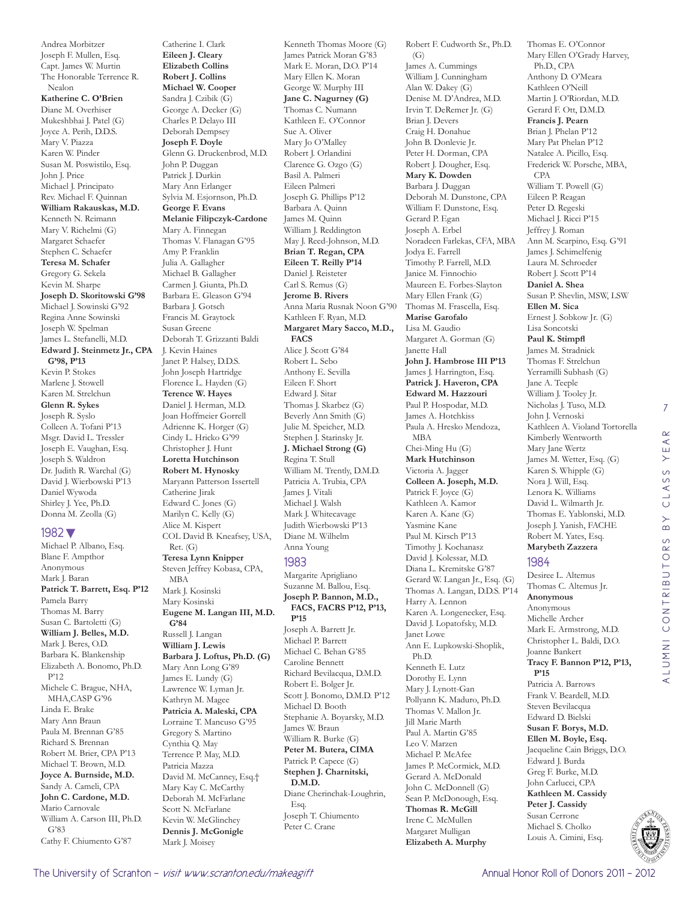Andrea Morbitzer
Joseph F. Mullen, Esq.
Capt. James W. Murtin
The Honorable Terrence R. Nealon
**Katherine C. O'Brien**
Diane M. Overhiser
Mukeshbhai J. Patel (G)
Joyce A. Perih, D.D.S.
Mary V. Piazza
Karen W. Pinder
Susan M. Poswistilo, Esq.
John J. Price
Michael J. Principato
Rev. Michael F. Quinnan
**William Rakauskas, M.D.**
Kenneth N. Reimann
Mary V. Richelmi (G)
Margaret Schaefer
Stephen C. Schaefer
**Teresa M. Schafer**
Gregory G. Sekela
Kevin M. Sharpe
**Joseph D. Skoritowski G'98**
Michael J. Sowinski G'92
Regina Anne Sowinski
Joseph W. Spelman
James L. Stefanelli, M.D.
**Edward J. Steinmetz Jr., CPA G'98, P'13**
Kevin P. Stokes
Marlene J. Stowell
Karen M. Strelchun
**Glenn R. Sykes**
Joseph R. Syslo
Colleen A. Tofani P'13
Msgr. David L. Tressler
Joseph E. Vaughan, Esq.
Joseph S. Waldron
Dr. Judith R. Warchal (G)
David J. Wierbowski P'13
Daniel Wywoda
Shirley J. Yee, Ph.D.
Donna M. Zeolla (G)

## 1982

Michael P. Albano, Esq.
Blane F. Ampthor
Anonymous
Mark J. Baran
**Patrick T. Barrett, Esq. P'12**
Pamela Barry
Thomas M. Barry
Susan C. Bartoletti (G)
**William J. Belles, M.D.**
Mark J. Beres, O.D.
Barbara K. Blankenship
Elizabeth A. Bonomo, Ph.D. P'12
Michele C. Brague, NHA, MHA,CASP G'96
Linda E. Brake
Mary Ann Braun
Paula M. Brennan G'85
Richard S. Brennan
Robert M. Brier, CPA P'13
Michael T. Brown, M.D.
**Joyce A. Burnside, M.D.**
Sandy A. Cameli, CPA
**John C. Cardone, M.D.**
Mario Carnovale
William A. Carson III, Ph.D. G'83
Cathy F. Chiumento G'87
Catherine I. Clark
**Eileen J. Cleary**
**Elizabeth Collins**
**Robert J. Collins**
**Michael W. Cooper**
Sandra J. Czibik (G)
George A. Decker (G)
Charles P. Delayo III
Deborah Dempsey
**Joseph F. Doyle**
Glenn G. Druckenbrod, M.D.
John P. Duggan
Patrick J. Durkin
Mary Ann Erlanger
Sylvia M. Esjornson, Ph.D.
**George F. Evans**
**Melanie Filipczyk-Cardone**
Mary A. Finnegan
Thomas V. Flanagan G'95
Amy P. Franklin
Julia A. Gallagher
Michael B. Gallagher
Carmen J. Giunta, Ph.D.
Barbara E. Gleason G'94
Barbara J. Gotsch
Francis M. Graytock
Susan Greene
Deborah T. Grizzanti Baldi
J. Kevin Haines
Janet P. Halsey, D.D.S.
John Joseph Hartridge
Florence L. Hayden (G)
**Terence W. Hayes**
Daniel J. Herman, M.D.
Joan Hoffmeier Gorrell
Adrienne K. Horger (G)
Cindy L. Hricko G'99
Christopher J. Hunt
**Loretta Hutchinson**
**Robert M. Hynosky**
Maryann Patterson Issertell
Catherine Jirak
Edward C. Jones (G)
Marilyn C. Kelly (G)
Alice M. Kispert
COL David B. Kneafsey, USA, Ret. (G)
**Teresa Lynn Knipper**
Steven Jeffrey Kobasa, CPA, MBA
Mark J. Kosinski
Mary Kosinski
**Eugene M. Langan III, M.D. G'84**
Russell J. Langan
**William J. Lewis**
**Barbara J. Loftus, Ph.D. (G)**
Mary Ann Long G'89
James E. Lundy (G)
Lawrence W. Lyman Jr.
Kathryn M. Magee
**Patricia A. Maleski, CPA**
Lorraine T. Mancuso G'95
Gregory S. Martino
Cynthia Q. May
Terrence P. May, M.D.
Patricia Mazza
David M. McCanney, Esq.†
Mary Kay C. McCarthy
Deborah M. McFarlane
Scott N. McFarlane
Kevin W. McGlinchey
**Dennis J. McGonigle**
Mark J. Moisey
Kenneth Thomas Moore (G)
James Patrick Moran G'83
Mark E. Moran, D.O. P'14
Mary Ellen K. Moran
George W. Murphy III
**Jane C. Nagurney (G)**
Thomas C. Numann
Kathleen E. O'Connor
Sue A. Oliver
Mary Jo O'Malley
Robert J. Orlandini
Clarence G. Ozgo (G)
Basil A. Palmeri
Eileen Palmeri
Joseph G. Phillips P'12
Barbara A. Quinn
James M. Quinn
William J. Reddington
May J. Reed-Johnson, M.D.
**Brian T. Regan, CPA**
**Eileen T. Reilly P'14**
Daniel J. Reisteter
Carl S. Remus (G)
**Jerome B. Rivers**
Anna Maria Rusnak Noon G'90
Kathleen F. Ryan, M.D.
**Margaret Mary Sacco, M.D., FACS**
Alice J. Scott G'84
Robert L. Sebo
Anthony E. Sevilla
Eileen F. Short
Edward J. Sitar
Thomas J. Skarbez (G)
Beverly Ann Smith (G)
Julie M. Speicher, M.D.
Stephen J. Starinsky Jr.
**J. Michael Strong (G)**
Regina T. Stull
William M. Trently, D.M.D.
Patricia A. Trubia, CPA
James J. Vitali
Michael J. Walsh
Mark J. Whitecavage
Judith Wierbowski P'13
Diane M. Wilhelm
Anna Young

## 1983

Margarite Aprigliano
Suzanne M. Ballou, Esq.
**Joseph P. Bannon, M.D., FACS, FACRS P'12, P'13, P'15**
Joseph A. Barrett Jr.
Michael P. Barrett
Michael C. Behan G'85
Caroline Bennett
Richard Bevilacqua, D.M.D.
Robert E. Bolger Jr.
Scott J. Bonomo, D.M.D. P'12
Michael D. Booth
Stephanie A. Boyarsky, M.D.
James W. Braun
William R. Burke (G)
**Peter M. Butera, CIMA**
Patrick P. Capece (G)
**Stephen J. Charnitski, D.M.D.**
Diane Cherinchak-Loughrin, Esq.
Joseph T. Chiumento
Peter C. Crane
Robert F. Cudworth Sr., Ph.D. (G)
James A. Cummings
William J. Cunningham
Alan W. Dakey (G)
Denise M. D'Andrea, M.D.
Irvin T. DeRemer Jr. (G)
Brian J. Devers
Craig H. Donahue
John B. Donlevie Jr.
Peter H. Dorman, CPA
Robert J. Dougher, Esq.
**Mary K. Dowden**
Barbara J. Duggan
Deborah M. Dunstone, CPA
William F. Dunstone, Esq.
Gerard P. Egan
Joseph A. Erbel
Noradeen Farlekas, CFA, MBA
Jodya E. Farrell
Timothy P. Farrell, M.D.
Janice M. Finnochio
Maureen E. Forbes-Slayton
Mary Ellen Frank (G)
Thomas M. Frascella, Esq.
**Marise Garofalo**
Lisa M. Gaudio
Margaret A. Gorman (G)
Janette Hall
**John J. Hambrose III P'13**
James J. Harrington, Esq.
**Patrick J. Haveron, CPA**
**Edward M. Hazzouri**
Paul P. Hospodar, M.D.
James A. Hotchkiss
Paula A. Hresko Mendoza, MBA
Chei-Ming Hu (G)
**Mark Hutchinson**
Victoria A. Jagger
**Colleen A. Joseph, M.D.**
Patrick F. Joyce (G)
Kathleen A. Kamor
Karen A. Kane (G)
Yasmine Kane
Paul M. Kirsch P'13
Timothy J. Kochanasz
David J. Kolessar, M.D.
Diana L. Kremitske G'87
Gerard W. Langan Jr., Esq. (G)
Thomas A. Langan, D.D.S. P'14
Harry A. Lennon
Karen A. Longenecker, Esq.
David J. Lopatofsky, M.D.
Janet Lowe
Ann E. Lupkowski-Shoplik, Ph.D.
Kenneth E. Lutz
Dorothy E. Lynn
Mary J. Lynott-Gan
Pollyann K. Maduro, Ph.D.
Thomas V. Mallon Jr.
Jill Marie Marth
Paul A. Martin G'85
Leo V. Marzen
Michael P. McAfee
James P. McCormick, M.D.
Gerard A. McDonald
John C. McDonnell (G)
Sean P. McDonough, Esq.
**Thomas R. McGill**
Irene C. McMullen
Margaret Mulligan
**Elizabeth A. Murphy**
Thomas E. O'Connor
Mary Ellen O'Grady Harvey, Ph.D., CPA
Anthony D. O'Meara
Kathleen O'Neill
Martin J. O'Riordan, M.D.
Gerard F. Ott, D.M.D.
**Francis J. Pearn**
Brian J. Phelan P'12
Mary Pat Phelan P'12
Natalee A. Picillo, Esq.
Frederick W. Porsche, MBA, CPA
William T. Powell (G)
Eileen P. Reagan
Peter D. Regeski
Michael J. Ricci P'15
Jeffrey J. Roman
Ann M. Scarpino, Esq. G'91
James J. Schimelfenig
Laura M. Schroeder
Robert J. Scott P'14
**Daniel A. Shea**
Susan P. Shevlin, MSW, LSW
**Ellen M. Sica**
Ernest J. Sobkow Jr. (G)
Lisa Soncotski
**Paul K. Stimpfl**
James M. Stradnick
Thomas F. Strelchun
Yerramilli Subhash (G)
Jane A. Teeple
William J. Tooley Jr.
Nicholas J. Tuso, M.D.
John J. Vernoski
Kathleen A. Violand Tortorella
Kimberly Wentworth
Mary Jane Wertz
James M. Wetter, Esq. (G)
Karen S. Whipple (G)
Nora J. Will, Esq.
Lenora K. Williams
David L. Wilmarth Jr.
Thomas E. Yablonski, M.D.
Joseph J. Yanish, FACHE
Robert M. Yates, Esq.
**Marybeth Zazzera**

## 1984

Desiree L. Altemus
Thomas C. Altemus Jr.
**Anonymous**
Anonymous
Michelle Archer
Mark E. Armstrong, M.D.
Christopher L. Baldi, D.O.
Joanne Bankert
**Tracy F. Bannon P'12, P'13, P'15**
Patricia A. Barrows
Frank V. Beardell, M.D.
Steven Bevilacqua
Edward D. Bielski
**Susan F. Borys, M.D.**
**Ellen M. Boyle, Esq.**
Jacqueline Cain Briggs, D.O.
Edward J. Burda
Greg F. Burke, M.D.
John Carlucci, CPA
**Kathleen M. Cassidy**
**Peter J. Cassidy**
Susan Cerrone
Michael S. Cholko
Louis A. Cimini, Esq.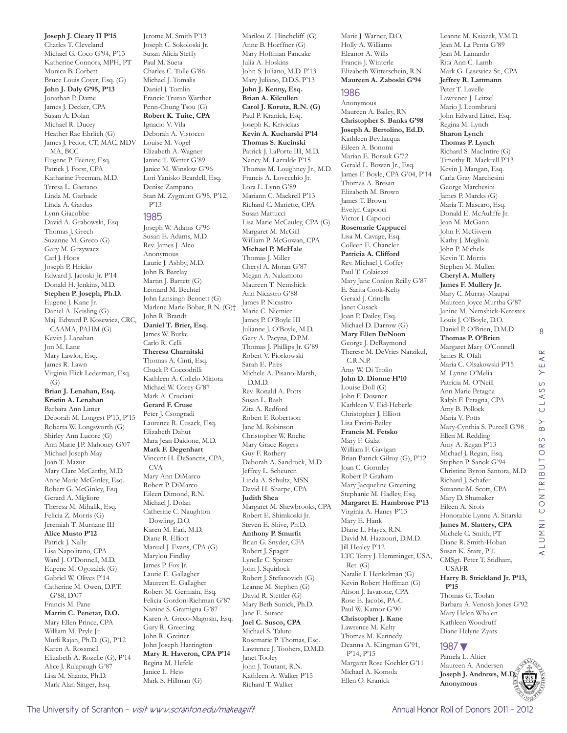**Joseph J. Cleary II P'15**
Charles T. Cleveland
Michael G. Coco G'94, P'13
Katherine Connors, MPH, PT
Monica B. Corbett
Bruce Louis Coyer, Esq. (G)
**John J. Daly G'95, P'13**
Jonathan P. Dame
James J. Decker, CPA
Susan A. Dolan
Michael R. Ducey
Heather Rae Ehrlich (G)
James J. Fedor, CT, MAC, MDV MA, BCC
Eugene P. Feeney, Esq.
Patrick J. Forst, CPA
Katharine Freeman, M.D.
Teresa L. Gaetano
Linda M. Garbade
Linda A. Gardus
Lynn Giacobbe
David A. Grabowski, Esq.
Thomas J. Grech
Suzanne M. Greco (G)
Gary M. Grzywacz
Carl J. Hoos
Joseph P. Hricko
Edward J. Jacoski Jr. P'14
Donald H. Jenkins, M.D.
**Stephen P. Joseph, Ph.D.**
Eugene J. Kane Jr.
Daniel A. Keisling (G)
Maj. Edward P. Kosewicz, CRC, CAAMA, PAHM (G)
Kevin J. Lanahan
Jon M. Lane
Mary Lawlor, Esq.
James R. Lawn
Virginia Flick Lederman, Esq. (G)
**Brian J. Lenahan, Esq.**
**Kristin A. Lenahan**
Barbara Ann Limer
Deborah M. Longest P'13, P'15
Roberta W. Longsworth (G)
Shirley Ann Lucore (G)
Ann Marie J.P. Mahoney G'07
Michael Joseph May
Joan T. Mazur
Mary Clare McCarthy, M.D.
Anne Marie McGinley, Esq.
Robert G. McGinley, Esq.
Gerard A. Migliore
Theresa M. Mihalik, Esq.
Felicia Z. Morris (G)
Jeremiah T. Murnane III
**Alice Musto P'12**
Patrick J. Nally
Lisa Napolitano, CPA
Ward J. O'Donnell, M.D.
Eugene M. Ogozalek (G)
Gabriel W. Olives P'14
Catherine M. Owen, D.P.T. G'88, D'07
Francis M. Pane
**Martin C. Penetar, D.O.**
Mary Ellen Prince, CPA
William M. Pryle Jr.
Murli Rajan, Ph.D. (G), P'12
Karen A. Rossmell
Elizabeth A. Rozelle (G), P'14
Alice J. Rulapaugh G'87
Lisa M. Shantz, Ph.D.
Mark Alan Singer, Esq.
Jerome M. Smith P'13
Joseph C. Sokoloski Jr.
Susan Alicia Steffy
Paul M. Sueta
Charles C. Tolle G'86
Michael J. Tomalis
Daniel J. Tomlin
Francie Truran Warther
Penn-Chung Tsou (G)
**Robert K. Tuite, CPA**
Ignacio V. Vila
Deborah A. Vistocco
Louise M. Vogel
Elizabeth A. Wagner
Janine T. Wetter G'89
Janice M. Winslow G'96
Lori Yanisko Beardell, Esq.
Denise Zampano
Stan M. Zygmunt G'95, P'12, P'13

## 1985

Joseph W. Adams G'96
Susan E. Adams, M.D.
Rev. James J. Alco
Anonymous
Laurie J. Ashby, M.D.
John B. Barclay
Martin J. Barrett (G)
Leonard M. Bechtel
John Lansingh Bennett (G)
Marlene Marie Bobar, R.N. (G)†
John R. Brandt
**Daniel T. Brier, Esq.**
James W. Burke
Carlo R. Celli
**Theresa Charnitski**
Thomas A. Cinti, Esq.
Chuck P. Coccodrilli
Kathleen A. Collelo Minora
Michael W. Corey G'87
Mark A. Cruciani
**Gerard F. Cruse**
Peter J. Csongradi
Laurence R. Cusack, Esq.
Elizabeth Dahut
Mara Jean Daidone, M.D.
**Mark F. Degenhart**
Vincent H. DeSanctis, CPA, CVA
Mary Ann DiMarco
Robert P. DiMarco
Eileen Dimond, R.N.
Michael J. Dolan
Catherine C. Naughton Dowling, D.O.
Karen M. Earl, M.D.
Diane R. Elliott
Manuel J. Evans, CPA (G)
Marylou Findlay
James P. Fox Jr.
Laurie E. Gallagher
Maureen E. Gallagher
Robert M. Germain, Esq.
Felicia Gordon-Riehman G'87
Nanine S. Gramigna G'87
Karen A. Greco-Magosin, Esq.
Gary R. Greening
John R. Greiner
John Joseph Harrington
**Mary R. Haveron, CPA P'14**
Regina M. Hefele
Janice L. Hess
Mark S. Hillman (G)
Marilou Z. Hinchcliff (G)
Anne B. Hoeffner (G)
Mary Hoffman Pancake
Julia A. Hoskins
John S. Juliano, M.D. P'13
Mary Juliano, D.D.S. P'13
**John J. Kenny, Esq.**
**Brian A. Kilcullen**
**Carol J. Korutz, R.N. (G)**
Paul P. Kranick, Esq.
Joseph K. Krivickas
**Kevin A. Kucharski P'14**
**Thomas S. Kucinski**
Patrick J. LaPorte III, M.D.
Nancy M. Larralde P'15
Thomas M. Loughney Jr., M.D.
Francis A. Lovecchio Jr.
Lora L. Lynn G'89
Mariann C. Mackrell P'13
Richard C. Mariette, CPA
Susan Mattucci
Lisa Marie McCauley, CPA (G)
Margaret M. McGill
William P. McGowan, CPA
**Michael P. McHale**
Thomas J. Miller
Cheryl A. Moran G'87
Megan A. Nakamoto
Maureen T. Nemshick
Ann Nicastro G'88
James P. Nicastro
Marie C. Niemiec
James P. O'Boyle III
Julianne J. O'Boyle, M.D.
Gary A. Pacyna, D.P.M.
Thomas J. Phillips Jr. G'89
Robert V. Piorkowski
Sarah E. Pires
Michele A. Pisano-Marsh, D.M.D.
Rev. Ronald A. Potts
Susan L. Rash
Zita A. Redford
Robert F. Robertson
Jane M. Robinson
Christopher W. Roche
Mary Grace Rogers
Guy F. Rothery
Deborah A. Sandrock, M.D.
Jeffrey L. Scheuren
Linda A. Schultz, MSN
David H. Sharpe, CPA
**Judith Shea**
Margaret M. Shewbrooks, CPA
Robert E. Shimkoski Jr.
Steven E. Shive, Ph.D.
**Anthony P. Smurfit**
Brian G. Snyder, CFA
Robert J. Spager
Lynelle C. Spitzer
John J. Squirlock
Robert J. Stefanovich (G)
Leanne M. Stephen (G)
David R. Stettler (G)
Mary Beth Sunick, Ph.D.
Jane E. Surace
**Joel C. Susco, CPA**
Michael S. Taluto
Rosemarie P. Thomas, Esq.
Lawrence J. Toohers, D.M.D.
Janet Tooley
John J. Toutant, R.N.
Kathleen A. Walker P'15
Richard T. Walker
Marie J. Warner, D.O.
Holly A. Williams
Eleanor A. Wills
Francis J. Winterle
Elizabeth Witterschein, R.N.
**Maureen A. Zaboski G'94**

## 1986

Anonymous
Maureen A. Bailey, RN
**Christopher S. Banks G'98**
**Joseph A. Bertolino, Ed.D.**
Kathleen Bevilacqua
Eileen A. Bonomi
Marian E. Borsuk G'72
Gerald L. Bowen Jr., Esq.
James F. Boyle, CPA G'04, P'14
Thomas A. Bresan
Elizabeth M. Brown
James T. Brown
Evelyn Capooci
Victor J. Capooci
**Rosemarie Cappucci**
Lisa M. Cavage, Esq.
Colleen E. Chancler
**Patricia A. Clifford**
Rev. Michael J. Coffey
Paul T. Colaiezzi
Mary Jane Conlon Reilly G'87
E. Sarita Cook-Kelty
Gerald J. Crinella
Janet Cusack
Joan P. Dailey, Esq.
Michael D. Darrow (G)
**Mary Ellen DeNoon**
George J. DeRaymond
Therese M. DeVries Narzikul, C.R.N.P.
Amy W. Di Trolio
**John D. Dionne H'10**
Louise Doll (G)
John F. Downer
Kathleen V. Eid-Heberle
Christopher J. Elliott
Lisa Favini-Bailey
**Francis M. Fetsko**
Mary F. Galat
William F. Gavigan
Brian Patrick Gilroy (G), P'12
Joan C. Gormley
Robert P. Graham
Mary Jacqueline Greening
Stephanie M. Hadley, Esq.
**Margaret E. Hambrose P'13**
Virginia A. Haney P'13
Mary E. Hank
Diane L. Hayes, R.N.
David M. Hazzouri, D.M.D.
Jill Healey P'12
LTC Terry J. Hemminger, USA, Ret. (G)
Natalie I. Henkelman (G)
Kevin Robert Hoffman (G)
Alison J. Iavarone, CPA
Rose E. Jacobs, PA-C
Paul W. Kamor G'90
**Christopher J. Kane**
Lawrence M. Kelty
Thomas M. Kennedy
Deanna A. Klingman G'91, P'14, P'15
Margaret Rose Koehler G'11
Michael A. Komola
Ellen O. Kranick
Leanne M. Ksiazek, V.M.D.
Jean M. La Penta G'89
Jean M. Lamardo
Rita Ann C. Lamb
Mark G. Lasewicz Sr., CPA
**Jeffrey R. Lattmann**
Peter T. Lavelle
Lawrence J. Leitzel
Mario J. Leombruni
John Edward Littel, Esq.
Regina M. Lynch
**Sharon Lynch**
**Thomas P. Lynch**
Richard S. MacIntire (G)
Timothy R. Mackrell P'13
Kevin J. Mangan, Esq.
Carla Gray Marchesini
George Marchesini
James P. Marcks (G)
Maria T. Mascaro, Esq.
Donald E. McAuliffe Jr.
Jean M. McGann
John F. McGivern
Kathy J. Megliola
John P. Michels
Kevin T. Morris
Stephen M. Mullen
**Cheryl A. Mullery**
**James F. Mullery Jr.**
Mary C. Murray-Maupai
Maureen Joyce Murtha G'87
Janine M. Nemshick-Kerestes
Louis J. O'Boyle, D.O.
Daniel P. O'Brien, D.M.D.
**Thomas P. O'Brien**
Margaret Mary O'Connell
James R. Ofalt
Maria C. Olsakowski P'15
M. Lynne O'Melia
Patricia M. O'Neill
Ann Marie Petagna
Ralph F. Petagna, CPA
Amy B. Pollock
Maria V. Potts
Mary-Cynthia S. Purcell G'98
Ellen M. Redding
Amy A. Regan P'13
Michael J. Regan, Esq.
Stephen P. Sanok G'94
Christine Byron Santora, M.D.
Richard J. Schafer
Suzanne M. Scott, CPA
Mary D. Shumaker
Eileen A. Sirois
Honorable Lynne A. Sitarski
**James M. Slattery, CPA**
Michele C. Smith, PT
Diane R. Smith-Hoban
Susan K. Stare, P.T.
CMSgt. Peter T. Stidham, USAFR
**Harry B. Strickland Jr. P'13, P'15**
Thomas G. Toolan
Barbara A. Venosh Jones G'92
Mary Helen Whalen
Kathleen Woodruff
Diane Helyne Zyats

## 1987▼

Pamela L. Altier
Maureen A. Andersen
**Joseph J. Andrews, M.D.**
**Anonymous**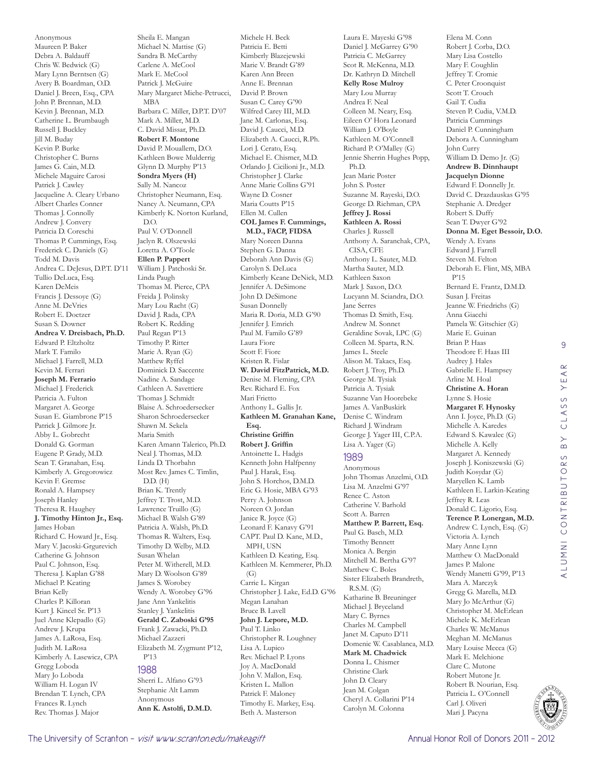Anonymous
Maureen P. Baker
Debra A. Baldauff
Chris W. Bedwick (G)
Mary Lynn Berntsen (G)
Avery B. Boardman, O.D.
Daniel J. Breen, Esq., CPA
John P. Brennan, M.D.
Kevin J. Brennan, M.D.
Catherine L. Brumbaugh
Russell J. Buckley
Jill M. Buday
Kevin P. Burke
Christopher C. Burns
James G. Cain, M.D.
Michele Maguire Carosi
Patrick J. Cawley
Jacqueline A. Cleary Urbano
Albert Charles Conner
Thomas J. Connolly
Andrew J. Convery
Patricia D. Coreschi
Thomas P. Cummings, Esq.
Frederick C. Daniels (G)
Todd M. Davis
Andrea C. DeJesus, D.P.T. D'11
Tullio DeLuca, Esq.
Karen DeMeis
Francis J. Dessoye (G)
Anne M. DeVries
Robert E. Doetzer
Susan S. Downer
**Andrea V. Dreisbach, Ph.D.**
Edward P. Eltzholtz
Mark T. Familo
Michael J. Farrell, M.D.
Kevin M. Ferrari
**Joseph M. Ferrario**
Michael J. Frederick
Patricia A. Fulton
Margaret A. George
Susan E. Giambrone P'15
Patrick J. Gilmore Jr.
Abby L. Gobrecht
Donald G. Gorman
Eugene P. Grady, M.D.
Sean T. Granahan, Esq.
Kimberly A. Gregorowicz
Kevin F. Gremse
Ronald A. Hampsey
Joseph Hanley
Theresa R. Haughey
**J. Timothy Hinton Jr., Esq.**
James Hoban
Richard C. Howard Jr., Esq.
Mary V. Jacoski-Grgurevich
Catherine G. Johnson
Paul C. Johnson, Esq.
Theresa J. Kaplan G'88
Michael P. Keating
Brian Kelly
Charles P. Killoran
Kurt J. Kincel Sr. P'13
Juel Anne Klepadlo (G)
Andrew J. Krupa
James A. LaRosa, Esq.
Judith M. LaRosa
Kimberly A. Lasewicz, CPA
Gregg Loboda
Mary Jo Loboda
William H. Logan IV
Brendan T. Lynch, CPA
Frances R. Lynch
Rev. Thomas J. Major
Sheila E. Mangan
Michael N. Mattise (G)
Sandra B. McCarthy
Carlene A. McCool
Mark E. McCool
Patrick J. McGuire
Mary Margaret Miehe-Petrucci, MBA
Barbara C. Miller, D.P.T. D'07
Mark A. Miller, M.D.
C. David Missar, Ph.D.
**Robert F. Montone**
David P. Mouallem, D.O.
Kathleen Bowe Mulderrig
Glynn D. Murphy P'13
**Sondra Myers (H)**
Sally M. Nancoz
Christopher Neumann, Esq.
Nancy A. Neumann, CPA
Kimberly K. Norton Kurland, D.O.
Paul V. O'Donnell
Jaclyn R. Olszewski
Loretta A. O'Toole
**Ellen P. Pappert**
William J. Patchoski Sr.
Linda Paugh
Thomas M. Pierce, CPA
Freida J. Polinsky
Mary Lou Racht (G)
David J. Rada, CPA
Robert K. Redding
Paul Regan P'13
Timothy P. Ritter
Marie A. Ryan (G)
Matthew Ryffel
Dominick D. Saccente
Nadine A. Sandage
Cathleen A. Savettiere
Thomas J. Schmidt
Blaise A. Schroedersecker
Sharon Schroedersecker
Shawn M. Sekela
Maria Smith
Karen Amann Talerico, Ph.D.
Neal J. Thomas, M.D.
Linda D. Thorbahn
Most Rev. James C. Timlin, D.D. (H)
Brian K. Trently
Jeffrey T. Trost, M.D.
Lawrence Truillo (G)
Michael B. Walsh G'89
Patricia A. Walsh, Ph.D.
Thomas R. Walters, Esq.
Timothy D. Welby, M.D.
Susan Whelan
Peter M. Witherell, M.D.
Mary D. Woolson G'89
James S. Worobey
Wendy A. Worobey G'96
Jane Ann Yankelitis
Stanley J. Yankelitis
**Gerald C. Zaboski G'95**
Frank J. Zawacki, Ph.D.
Michael Zazzeri
Elizabeth M. Zygmunt P'12, P'13

## 1988

Sherri L. Alfano G'93
Stephanie Alt Lamm
Anonymous
**Ann K. Astolfi, D.M.D.**
Michele H. Beck
Patricia E. Betti
Kimberly Blazejewski
Marie V. Brandt G'89
Karen Ann Breen
Anne E. Brennan
David P. Brown
Susan C. Carey G'90
Wilfred Carey III, M.D.
Jane M. Carlonas, Esq.
David J. Caucci, M.D.
Elizabeth A. Caucci, R.Ph.
Lori J. Cerato, Esq.
Michael E. Chismer, M.D.
Orlando J. Cicilioni Jr., M.D.
Christopher J. Clarke
Anne Marie Collins G'91
Wayne D. Cosner
Maria Coutts P'15
Ellen M. Cullen
**COL James F. Cummings, M.D., FACP, FIDSA**
Mary Noreen Danna
Stephen G. Danna
Deborah Ann Davis (G)
Carolyn S. DeLuca
Kimberly Keane DeNick, M.D.
Jennifer A. DeSimone
John D. DeSimone
Susan Donnelly
Maria R. Doria, M.D. G'90
Jennifer J. Emrich
Paul M. Familo G'89
Laura Fiore
Scott F. Fiore
Kristen R. Fislar
**W. David FitzPatrick, M.D.**
Denise M. Fleming, CPA
Rev. Richard E. Fox
Mari Frietto
Anthony L. Gallis Jr.
**Kathleen M. Granahan Kane, Esq.**
**Christine Griffin**
**Robert J. Griffin**
Antoinette L. Hadgis
Kenneth John Halfpenny
Paul J. Harak, Esq.
John S. Horchos, D.M.D.
Eric G. Hosie, MBA G'93
Perry A. Johnson
Noreen O. Jordan
Janice R. Joyce (G)
Leonard F. Kanavy G'91
CAPT. Paul D. Kane, M.D., MPH, USN
Kathleen D. Keating, Esq.
Kathleen M. Kemmerer, Ph.D. (G)
Carrie L. Kirgan
Christopher J. Lake, Ed.D. G'96
Megan Lanahan
Bruce B. Lavell
**John J. Lepore, M.D.**
Paul T. Linko
Christopher R. Loughney
Lisa A. Lupico
Rev. Michael P. Lyons
Joy A. MacDonald
John V. Mallon, Esq.
Kristen L. Mallon
Patrick F. Maloney
Timothy E. Markey, Esq.
Beth A. Masterson
Laura E. Mayeski G'98
Daniel J. McGarrey G'90
Patricia C. McGarrey
Scot R. McKenna, M.D.
Dr. Kathryn D. Mitchell
**Kelly Rose Mulroy**
Mary Lou Murray
Andrea F. Neal
Colleen M. Neary, Esq.
Eileen O' Hora Leonard
William J. O'Boyle
Kathleen M. O'Connell
Richard P. O'Malley (G)
Jennie Sherrin Hughes Popp, Ph.D.
Jean Marie Poster
John S. Poster
Suzanne M. Rayeski, D.O.
George D. Riehman, CPA
**Jeffrey J. Rossi**
**Kathleen A. Rossi**
Charles J. Russell
Anthony A. Saranchak, CPA, CISA, CFE
Anthony L. Sauter, M.D.
Martha Sauter, M.D.
Kathleen Saxon
Mark J. Saxon, D.O.
Lucyann M. Sciandra, D.O.
Jane Serres
Thomas D. Smith, Esq.
Andrew M. Sonnet
Geraldine Sovak, LPC (G)
Colleen M. Sparta, R.N.
James L. Steele
Alison M. Takacs, Esq.
Robert J. Troy, Ph.D.
George M. Tysiak
Patricia A. Tysiak
Suzanne Van Hoorebeke
James A. VanBuskirk
Denise C. Windram
Richard J. Windram
George J. Yager III, C.P.A.
Lisa A. Yager (G)

## 1989

Anonymous
John Thomas Anzelmi, O.D.
Lisa M. Anzelmi G'97
Renee C. Aston
Catherine V. Barhold
Scott A. Barren
**Matthew P. Barrett, Esq.**
Paul G. Basch, M.D.
Timothy Bennett
Monica A. Bergin
Mitchell M. Bertha G'97
Matthew C. Boles
Sister Elizabeth Brandreth, R.S.M. (G)
Katharine B. Breuninger
Michael J. Bryceland
Mary C. Byrnes
Charles M. Campbell
Janet M. Caputo D'11
Domenic W. Casablanca, M.D.
**Mark M. Chadwick**
Donna L. Chismer
Christine Clark
John D. Cleary
Jean M. Colgan
Cheryl A. Collarini P'14
Carolyn M. Colonna
Elena M. Conn
Robert J. Corba, D.O.
Mary Lisa Costello
Mary F. Coughlin
Jeffrey T. Cromie
C. Peter Croonquist
Scott T. Crouch
Gail T. Cudia
Steven P. Cudia, V.M.D.
Patricia Cummings
Daniel P. Cunningham
Debora A. Cunningham
John Curry
William D. Demo Jr. (G)
**Andrew B. Dinnhaupt**
**Jacquelyn Dionne**
Edward F. Donnelly Jr.
David C. Drazdauskas G'95
Stephanie A. Dredger
Robert S. Duffy
Sean T. Dwyer G'92
**Donna M. Eget Bessoir, D.O.**
Wendy A. Evans
Edward J. Farrell
Steven M. Felton
Deborah E. Flint, MS, MBA P'15
Bernard E. Frantz, D.M.D.
Susan J. Freitas
Jeanne W. Friedrichs (G)
Anna Giacchi
Pamela W. Gitschier (G)
Marie E. Guinan
Brian P. Haas
Theodore F. Haas III
Audrey J. Hales
Gabrielle E. Hampsey
Arline M. Hoal
**Christine A. Horan**
Lynne S. Hosie
**Margaret F. Hynosky**
Ann I. Joyce, Ph.D. (G)
Michelle A. Karedes
Edward S. Kawalec (G)
Michelle A. Kelly
Margaret A. Kennedy
Joseph J. Koniszewski (G)
Judith Kosydar (G)
Maryellen K. Lamb
Kathleen E. Larkin-Keating
Jeffrey R. Leas
Donald C. Ligorio, Esq.
**Terence P. Lonergan, M.D.**
Andrew C. Lynch, Esq. (G)
Victoria A. Lynch
Mary Anne Lynn
Matthew O. MacDonald
James P. Malone
Wendy Manetti G'99, P'13
Mara A. Marczyk
Gregg G. Marella, M.D.
Mary Jo McArthur (G)
Christopher M. McErlean
Michele K. McErlean
Charles W. McManus
Meghan M. McManus
Mary Louise Mecca (G)
Mark E. Melchione
Clare C. Mutone
Robert Mutone Jr.
Robert B. Nourian, Esq.
Patricia L. O'Connell
Carl J. Oliveri
Mari J. Pacyna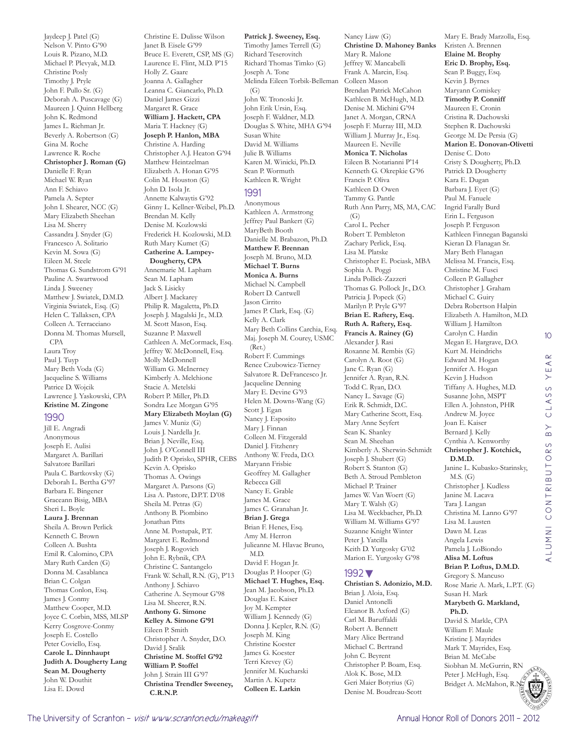Jaydeep J. Patel (G)
Nelson V. Pinto G'90
Louis R. Pizano, M.D.
Michael P. Plevyak, M.D.
Christine Posly
Timothy J. Pryle
John F. Pullo Sr. (G)
Deborah A. Puscavage (G)
Maureen J. Quinn Hellberg
John K. Redmond
James L. Riehman Jr.
Beverly A. Robertson (G)
Gina M. Roche
Lawrence R. Roche
**Christopher J. Roman (G)**
Danielle F. Ryan
Michael W. Ryan
Ann F. Schiavo
Pamela A. Septer
John I. Shearer, NCC (G)
Mary Elizabeth Sheehan
Lisa M. Sherry
Cassandra J. Snyder (G)
Francesco A. Solitario
Kevin M. Sowa (G)
Eileen M. Steele
Thomas G. Sundstrom G'91
Pauline A. Swartwood
Linda J. Sweeney
Matthew J. Swiatek, D.M.D.
Virginia Swiatek, Esq. (G)
Helen C. Tallaksen, CPA
Colleen A. Terracciano
Donna M. Thomas Mursell, CPA
Laura Troy
Paul J. Tuyp
Mary Beth Voda (G)
Jacqueline S. Williams
Patrice D. Wojcik
Lawrence J. Yaskowski, CPA
**Kristine M. Zingone**

## 1990

Jill E. Angradi
Anonymous
Joseph E. Aulisi
Margaret A. Barillari
Salvatore Barillari
Paula C. Bartkovsky (G)
Deborah L. Bertha G'97
Barbara E. Bingener
Graceann Bisig, MBA
Sheri L. Boyle
**Laura J. Brennan**
Sheila A. Brown Perlick
Kenneth C. Brown
Colleen A. Bushta
Emil R. Calomino, CPA
Mary Ruth Carden (G)
Donna M. Casablanca
Brian C. Colgan
Thomas Conlon, Esq.
James J. Conmy
Matthew Cooper, M.D.
Joyce C. Corbin, MSS, MLSP
Kerry Cosgrove-Conmy
Joseph E. Costello
Peter Coviello, Esq.
**Carole L. Dinnhaupt**
**Judith A. Dougherty Lang**
**Sean M. Dougherty**
John W. Douthit
Lisa E. Dowd
Christine E. Dulisse Wilson
Janet B. Eisele G'99
Bruce E. Everett, CSP, MS (G)
Laurence E. Flint, M.D. P'15
Holly Z. Gaare
Joanna A. Gallagher
Leanna C. Giancarlo, Ph.D.
Daniel James Gizzi
Margaret R. Grace
**William J. Hackett, CPA**
Maria T. Hackney (G)
**Joseph P. Hanlon, MBA**
Christine A. Harding
Christopher A.J. Heaton G'94
Matthew Heintzelman
Elizabeth A. Honan G'95
Colin M. Houston (G)
John D. Isola Jr.
Annette Kalwaytis G'92
Ginny L. Kellner-Weibel, Ph.D.
Brendan M. Kelly
Denise M. Kozlowski
Frederick H. Kozlowski, M.D.
Ruth Mary Kumet (G)
**Catherine A. Lampey-Dougherty, CPA**
Annemarie M. Lapham
Sean M. Lapham
Jack S. Lisicky
Albert J. Mackarey
Philip R. Magaletta, Ph.D.
Joseph J. Magalski Jr., M.D.
M. Scott Mason, Esq.
Suzanne P. Maxwell
Cathleen A. McCormack, Esq.
Jeffrey W. McDonnell, Esq.
Molly McDonnell
William G. McInerney
Kimberly A. Melchione
Stacie A. Metelski
Robert P. Miller, Ph.D.
Sondra Lee Morgan G'95
**Mary Elizabeth Moylan (G)**
James V. Muniz (G)
Louis J. Nardella Jr.
Brian J. Neville, Esq.
John J. O'Connell III
Judith P. Oprisko, SPHR, CEBS
Kevin A. Oprisko
Thomas A. Owings
Margaret A. Parsons (G)
Lisa A. Pastore, D.P.T. D'08
Sheila M. Petras (G)
Anthony B. Piombino
Jonathan Pitts
Anne M. Postupak, P.T.
Margaret E. Redmond
Joseph J. Rogovich
John E. Rybnik, CPA
Christine C. Santangelo
Frank W. Schall, R.N. (G), P'13
Anthony J. Schiavo
Catherine A. Seymour G'98
Lisa M. Sheerer, R.N.
**Anthony G. Simone**
**Kelley A. Simone G'91**
Eileen P. Smith
Christopher A. Snyder, D.O.
David J. Sralik
**Christine M. Stoffel G'92**
**William P. Stoffel**
John J. Strain III G'97
**Christina Trendler Sweeney, C.R.N.P.**
**Patrick J. Sweeney, Esq.**
Timothy James Terrell (G)
Richard Teserovitch
Richard Thomas Timko (G)
Joseph A. Tone
Melinda Eileen Torbik-Belleman (G)
John W. Tronoski Jr.
John Erik Ursin, Esq.
Joseph F. Waldner, M.D.
Douglas S. White, MHA G'94
Susan White
David M. Williams
Julie B. Williams
Karen M. Winicki, Ph.D.
Sean P. Wormuth
Kathleen R. Wright

## 1991

Anonymous
Kathleen A. Armstrong
Jeffrey Paul Bankert (G)
MaryBeth Booth
Danielle M. Brabazon, Ph.D.
**Matthew F. Brennan**
Joseph M. Bruno, M.D.
**Michael T. Burns**
**Monica A. Burns**
Michael N. Campbell
Robert D. Cantwell
Jason Cirrito
James P. Clark, Esq. (G)
Kelly A. Clark
Mary Beth Collins Carchia, Esq.
Maj. Joseph M. Courey, USMC (Ret.)
Robert F. Cummings
Renee Czubowicz-Tierney
Salvatore R. DeFrancesco Jr.
Jacqueline Denning
Mary E. Devine G'93
Helen M. Downs-Wang (G)
Scott J. Egan
Nancy J. Esposito
Mary J. Finnan
Colleen M. Fitzgerald
Daniel J. Fitzhenry
Anthony W. Freda, D.O.
Maryann Frisbie
Geoffrey M. Gallagher
Rebecca Gill
Nancy E. Grable
James M. Grace
James C. Granahan Jr.
**Brian J. Grega**
Brian F. Henes, Esq.
Amy M. Herron
Julieanne M. Hlavac Bruno, M.D.
David F. Hogan Jr.
Douglas P. Hooper (G)
**Michael T. Hughes, Esq.**
Jean M. Jacobson, Ph.D.
Douglas E. Kaiser
Joy M. Kempter
William J. Kennedy (G)
Donna J. Kepler, R.N. (G)
Joseph M. King
Christine Koester
James G. Koester
Terri Krevey (G)
Jennifer M. Kucharski
Martin A. Kupetz
**Colleen E. Larkin**
Nancy Liaw (G)
**Christine D. Mahoney Banks**
Mary R. Malone
Jeffrey W. Mancabelli
Frank A. Marcin, Esq.
Colleen Mason
Brendan Patrick McCahon
Kathleen B. McHugh, M.D.
Denise M. Michini G'94
Janet A. Morgan, CRNA
Joseph F. Murray III, M.D.
William J. Murray Jr., Esq.
Maureen E. Neville
**Monica T. Nicholas**
Eileen B. Notarianni P'14
Kenneth G. Okrepkie G'96
Francis P. Oliva
Kathleen D. Owen
Tammy G. Pantle
Ruth Ann Parry, MS, MA, CAC (G)
Carol L. Pecher
Robert T. Pembleton
Zachary Perlick, Esq.
Lisa M. Platske
Christopher E. Pociask, MBA
Sophia A. Poggi
Linda Pollick-Zazzeri
Thomas G. Pollock Jr., D.O.
Patricia J. Popeck (G)
Marilyn P. Pryle G'97
**Brian E. Raftery, Esq.**
**Ruth A. Raftery, Esq.**
**Francis A. Rainey (G)**
Alexander J. Rasi
Roxanne M. Rembis (G)
Carolyn A. Root (G)
Jane C. Ryan (G)
Jennifer A. Ryan, R.N.
Todd C. Ryan, D.O.
Nancy L. Savage (G)
Erik R. Schmidt, D.C.
Mary Catherine Scott, Esq.
Mary Anne Seyfert
Sean K. Shanley
Sean M. Sheehan
Kimberly A. Sherwin-Schmidt
Joseph J. Shubert (G)
Robert S. Stanton (G)
Beth A. Stroud Pembleton
Michael P. Trainer
James W. Van Woert (G)
Mary T. Walsh (G)
Lisa M. Weckbacher, Ph.D.
William M. Williams G'97
Suzanne Knight Winter
Peter J. Yatcilla
Keith D. Yurgosky G'02
Marion E. Yurgosky G'98

## 1992▼

**Christian S. Adonizio, M.D.**
Brian J. Aloia, Esq.
Daniel Antonelli
Eleanor B. Axford (G)
Carl M. Baruffaldi
Robert A. Bennett
Mary Alice Bertrand
Michael C. Bertrand
John C. Beyrent
Christopher P. Boam, Esq.
Alok K. Bose, M.D.
Geri Maier Botyrius (G)
Denise M. Boudreau-Scott
Mary E. Brady Marzolla, Esq.
Kristen A. Brennen
**Elaine M. Brophy**
**Eric D. Brophy, Esq.**
Sean P. Buggy, Esq.
Kevin J. Byrnes
Maryann Comiskey
**Timothy P. Conniff**
Maureen E. Cronin
Cristina R. Dachowski
Stephen R. Dachowski
George M. De Persia (G)
**Marion E. Donovan-Olivetti**
Denise C. Doto
Cristy S. Dougherty, Ph.D.
Patrick D. Dougherty
Kara E. Dugan
Barbara J. Eyet (G)
Paul M. Fanuele
Ingrid Farally Burd
Erin L. Ferguson
Joseph P. Ferguson
Kathleen Finnegan Baganski
Kieran D. Flanagan Sr.
Mary Beth Flanagan
Melissa M. Francis, Esq.
Christine M. Fusci
Colleen P. Gallagher
Christopher J. Graham
Michael C. Guiry
Debra Robertson Halpin
Elizabeth A. Hamilton, M.D.
William J. Hamilton
Carolyn C. Hardin
Megan E. Hargrave, D.O.
Kurt M. Heindrichs
Edward M. Hogan
Jennifer A. Hogan
Kevin J. Hudson
Tiffany A. Hughes, M.D.
Susanne John, MSPT
Ellen A. Johnston, PHR
Andrew M. Joyce
Joan E. Kaiser
Bernard J. Kelly
Cynthia A. Kenworthy
**Christopher J. Kotchick, D.M.D.**
Janine L. Kubasko-Starinsky, M.S. (G)
Christopher J. Kudless
Janine M. Lacava
Tara J. Langan
Christina M. Lanno G'97
Lisa M. Lausten
Dawn M. Leas
Angela Lewis
Pamela J. LoBiondo
**Alisa M. Loftus**
**Brian P. Loftus, D.M.D.**
Gregory S. Mancuso
Rose Marie A. Mark, L.P.T. (G)
Susan H. Mark
**Marybeth G. Markland, Ph.D.**
David S. Markle, CPA
William F. Maule
Kristine J. Mayrides
Mark T. Mayrides, Esq.
Brian M. McCabe
Siobhan M. McGurrin, RN
Peter J. McHugh, Esq.
Bridget A. McMahon, R.N.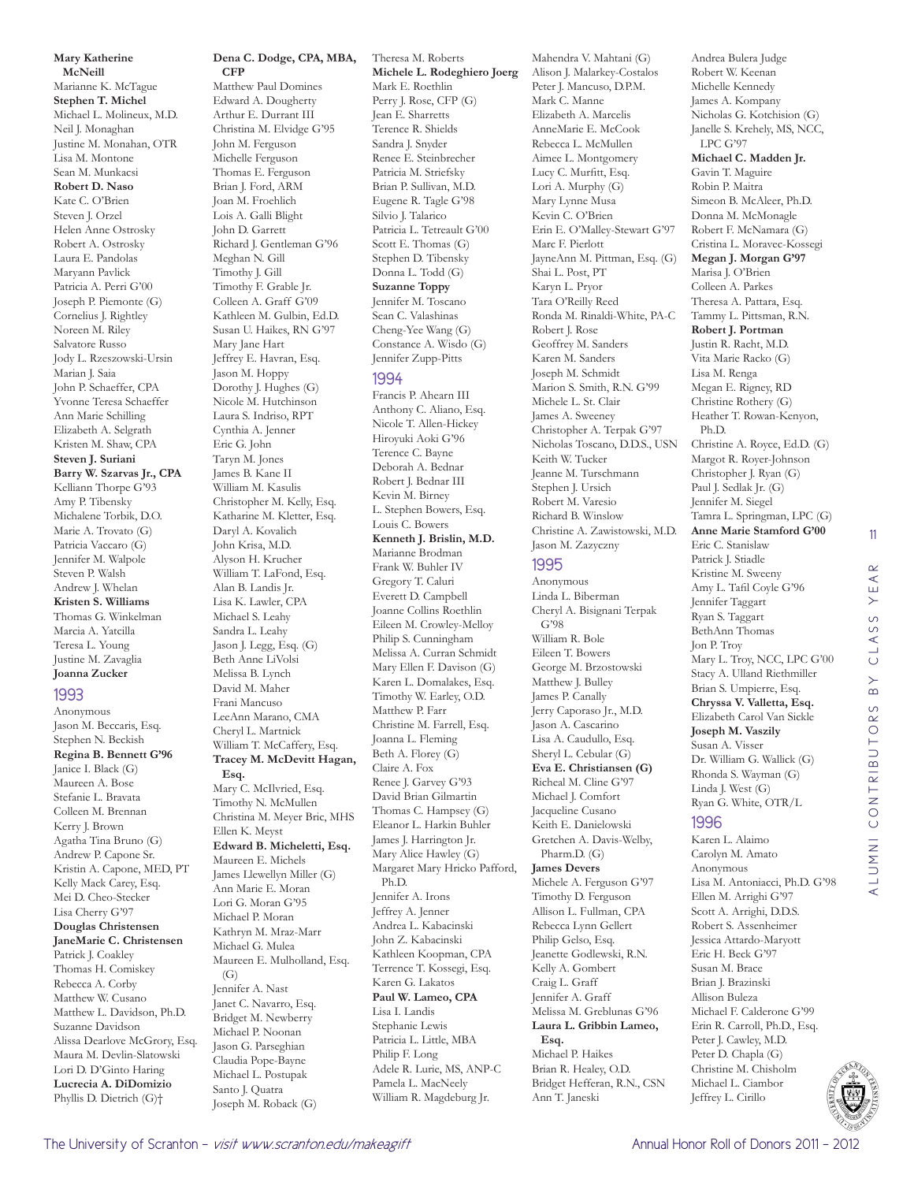**Mary Katherine McNeill**
Marianne K. McTague
**Stephen T. Michel**
Michael L. Molineux, M.D.
Neil J. Monaghan
Justine M. Monahan, OTR
Lisa M. Montone
Sean M. Munkacsi
**Robert D. Naso**
Kate C. O'Brien
Steven J. Orzel
Helen Anne Ostrosky
Robert A. Ostrosky
Laura E. Pandolas
Maryann Pavlick
Patricia A. Perri G'00
Joseph P. Piemonte (G)
Cornelius J. Rightley
Noreen M. Riley
Salvatore Russo
Jody L. Rzeszowski-Ursin
Marian J. Saia
John P. Schaeffer, CPA
Yvonne Teresa Schaeffer
Ann Marie Schilling
Elizabeth A. Selgrath
Kristen M. Shaw, CPA
**Steven J. Suriani**
**Barry W. Szarvas Jr., CPA**
Kelliann Thorpe G'93
Amy P. Tibensky
Michalene Torbik, D.O.
Marie A. Trovato (G)
Patricia Vaccaro (G)
Jennifer M. Walpole
Steven P. Walsh
Andrew J. Whelan
**Kristen S. Williams**
Thomas G. Winkelman
Marcia A. Yatcilla
Teresa L. Young
Justine M. Zavaglia
**Joanna Zucker**

## 1993

Anonymous
Jason M. Beccaris, Esq.
Stephen N. Beckish
**Regina B. Bennett G'96**
Janice I. Black (G)
Maureen A. Bose
Stefanie L. Bravata
Colleen M. Brennan
Kerry J. Brown
Agatha Tina Bruno (G)
Andrew P. Capone Sr.
Kristin A. Capone, MED, PT
Kelly Mack Carey, Esq.
Mei D. Cheo-Stecker
Lisa Cherry G'97
**Douglas Christensen**
**JaneMarie C. Christensen**
Patrick J. Coakley
Thomas H. Comiskey
Rebecca A. Corby
Matthew W. Cusano
Matthew L. Davidson, Ph.D.
Suzanne Davidson
Alissa Dearlove McGrory, Esq.
Maura M. Devlin-Slatowski
Lori D. D'Ginto Haring
**Lucrecia A. DiDomizio**
Phyllis D. Dietrich (G)†
**Dena C. Dodge, CPA, MBA, CFP**
Matthew Paul Domines
Edward A. Dougherty
Arthur E. Durrant III
Christina M. Elvidge G'95
John M. Ferguson
Michelle Ferguson
Thomas E. Ferguson
Brian J. Ford, ARM
Joan M. Froehlich
Lois A. Galli Blight
John D. Garrett
Richard J. Gentleman G'96
Meghan N. Gill
Timothy J. Gill
Timothy F. Grable Jr.
Colleen A. Graff G'09
Kathleen M. Gulbin, Ed.D.
Susan U. Haikes, RN G'97
Mary Jane Hart
Jeffrey E. Havran, Esq.
Jason M. Hoppy
Dorothy J. Hughes (G)
Nicole M. Hutchinson
Laura S. Indriso, RPT
Cynthia A. Jenner
Eric G. John
Taryn M. Jones
James B. Kane II
William M. Kasulis
Christopher M. Kelly, Esq.
Katharine M. Kletter, Esq.
Daryl A. Kovalich
John Krisa, M.D.
Alyson H. Krucher
William T. LaFond, Esq.
Alan B. Landis Jr.
Lisa K. Lawler, CPA
Michael S. Leahy
Sandra L. Leahy
Jason J. Legg, Esq. (G)
Beth Anne LiVolsi
Melissa B. Lynch
David M. Maher
Frani Mancuso
LeeAnn Marano, CMA
Cheryl L. Martnick
William T. McCaffery, Esq.
**Tracey M. McDevitt Hagan, Esq.**
Mary C. McIlvried, Esq.
Timothy N. McMullen
Christina M. Meyer Bric, MHS
Ellen K. Meyst
**Edward B. Micheletti, Esq.**
Maureen E. Michels
James Llewellyn Miller (G)
Ann Marie E. Moran
Lori G. Moran G'95
Michael P. Moran
Kathryn M. Mraz-Marr
Michael G. Mulea
Maureen E. Mulholland, Esq. (G)
Jennifer A. Nast
Janet C. Navarro, Esq.
Bridget M. Newberry
Michael P. Noonan
Jason G. Parseghian
Claudia Pope-Bayne
Michael L. Postupak
Santo J. Quatra
Joseph M. Roback (G)
Theresa M. Roberts
**Michele L. Rodeghiero Joerg**
Mark E. Roethlin
Perry J. Rose, CFP (G)
Jean E. Sharretts
Terence R. Shields
Sandra J. Snyder
Renee E. Steinbrecher
Patricia M. Striefsky
Brian P. Sullivan, M.D.
Eugene R. Tagle G'98
Silvio J. Talarico
Patricia L. Tetreault G'00
Scott E. Thomas (G)
Stephen D. Tibensky
Donna L. Todd (G)
**Suzanne Toppy**
Jennifer M. Toscano
Sean C. Valashinas
Cheng-Yee Wang (G)
Constance A. Wisdo (G)
Jennifer Zupp-Pitts

## 1994

Francis P. Ahearn III
Anthony C. Aliano, Esq.
Nicole T. Allen-Hickey
Hiroyuki Aoki G'96
Terence C. Bayne
Deborah A. Bednar
Robert J. Bednar III
Kevin M. Birney
L. Stephen Bowers, Esq.
Louis C. Bowers
**Kenneth J. Brislin, M.D.**
Marianne Brodman
Frank W. Buhler IV
Gregory T. Caluri
Everett D. Campbell
Joanne Collins Roethlin
Eileen M. Crowley-Melloy
Philip S. Cunningham
Melissa A. Curran Schmidt
Mary Ellen F. Davison (G)
Karen L. Domalakes, Esq.
Timothy W. Earley, O.D.
Matthew P. Farr
Christine M. Farrell, Esq.
Joanna L. Fleming
Beth A. Florey (G)
Claire A. Fox
Renee J. Garvey G'93
David Brian Gilmartin
Thomas C. Hampsey (G)
Eleanor L. Harkin Buhler
James J. Harrington Jr.
Mary Alice Hawley (G)
Margaret Mary Hricko Pafford, Ph.D.
Jennifer A. Irons
Jeffrey A. Jenner
Andrea L. Kabacinski
John Z. Kabacinski
Kathleen Koopman, CPA
Terrence T. Kossegi, Esq.
Karen G. Lakatos
**Paul W. Lameo, CPA**
Lisa I. Landis
Stephanie Lewis
Patricia L. Little, MBA
Philip F. Long
Adele R. Lurie, MS, ANP-C
Pamela L. MacNeely
William R. Magdeburg Jr.
Mahendra V. Mahtani (G)
Alison J. Malarkey-Costalos
Peter J. Mancuso, D.P.M.
Mark C. Manne
Elizabeth A. Marcelis
AnneMarie E. McCook
Rebecca L. McMullen
Aimee L. Montgomery
Lucy C. Murfitt, Esq.
Lori A. Murphy (G)
Mary Lynne Musa
Kevin C. O'Brien
Erin E. O'Malley-Stewart G'97
Marc F. Pierlott
JayneAnn M. Pittman, Esq. (G)
Shai L. Post, PT
Karyn L. Pryor
Tara O'Reilly Reed
Ronda M. Rinaldi-White, PA-C
Robert J. Rose
Geoffrey M. Sanders
Karen M. Sanders
Joseph M. Schmidt
Marion S. Smith, R.N. G'99
Michele L. St. Clair
James A. Sweeney
Christopher A. Terpak G'97
Nicholas Toscano, D.D.S., USN
Keith W. Tucker
Jeanne M. Turschmann
Stephen J. Ursich
Robert M. Varesio
Richard B. Winslow
Christine A. Zawistowski, M.D.
Jason M. Zazyczny

## 1995

Anonymous
Linda L. Biberman
Cheryl A. Bisignani Terpak G'98
William R. Bole
Eileen T. Bowers
George M. Brzostowski
Matthew J. Bulley
James P. Canally
Jerry Caporaso Jr., M.D.
Jason A. Cascarino
Lisa A. Caudullo, Esq.
Sheryl L. Cebular (G)
**Eva E. Christiansen (G)**
Richeal M. Cline G'97
Michael J. Comfort
Jacqueline Cusano
Keith E. Danielowski
Gretchen A. Davis-Welby, Pharm.D. (G)
**James Devers**
Michele A. Ferguson G'97
Timothy D. Ferguson
Allison L. Fullman, CPA
Rebecca Lynn Gellert
Philip Gelso, Esq.
Jeanette Godlewski, R.N.
Kelly A. Gombert
Craig L. Graff
Jennifer A. Graff
Melissa M. Greblunas G'96
**Laura L. Gribbin Lameo, Esq.**
Michael P. Haikes
Brian R. Healey, O.D.
Bridget Hefferan, R.N., CSN
Ann T. Janeski
Andrea Bulera Judge
Robert W. Keenan
Michelle Kennedy
James A. Kompany
Nicholas G. Kotchision (G)
Janelle S. Krehely, MS, NCC, LPC G'97
**Michael C. Madden Jr.**
Gavin T. Maguire
Robin P. Maitra
Simeon B. McAleer, Ph.D.
Donna M. McMonagle
Robert F. McNamara (G)
Cristina L. Moravec-Kossegi
**Megan J. Morgan G'97**
Marisa J. O'Brien
Colleen A. Parkes
Theresa A. Pattara, Esq.
Tammy L. Pittsman, R.N.
**Robert J. Portman**
Justin R. Racht, M.D.
Vita Marie Racko (G)
Lisa M. Renga
Megan E. Rigney, RD
Christine Rothery (G)
Heather T. Rowan-Kenyon, Ph.D.
Christine A. Royce, Ed.D. (G)
Margot R. Royer-Johnson
Christopher J. Ryan (G)
Paul J. Sedlak Jr. (G)
Jennifer M. Siegel
Tamra L. Springman, LPC (G)
**Anne Marie Stamford G'00**
Eric C. Stanislaw
Patrick J. Stiadle
Kristine M. Sweeny
Amy L. Tafil Coyle G'96
Jennifer Taggart
Ryan S. Taggart
BethAnn Thomas
Jon P. Troy
Mary L. Troy, NCC, LPC G'00
Stacy A. Ulland Riethmiller
Brian S. Umpierre, Esq.
**Chryssa V. Valletta, Esq.**
Elizabeth Carol Van Sickle
**Joseph M. Vaszily**
Susan A. Visser
Dr. William G. Wallick (G)
Rhonda S. Wayman (G)
Linda J. West (G)
Ryan G. White, OTR/L

## 1996

Karen L. Alaimo
Carolyn M. Amato
Anonymous
Lisa M. Antoniacci, Ph.D. G'98
Ellen M. Arrighi G'97
Scott A. Arrighi, D.D.S.
Robert S. Assenheimer
Jessica Attardo-Maryott
Eric H. Beck G'97
Susan M. Brace
Brian J. Brazinski
Allison Buleza
Michael F. Calderone G'99
Erin R. Carroll, Ph.D., Esq.
Peter J. Cawley, M.D.
Peter D. Chapla (G)
Christine M. Chisholm
Michael L. Ciambor
Jeffrey L. Cirillo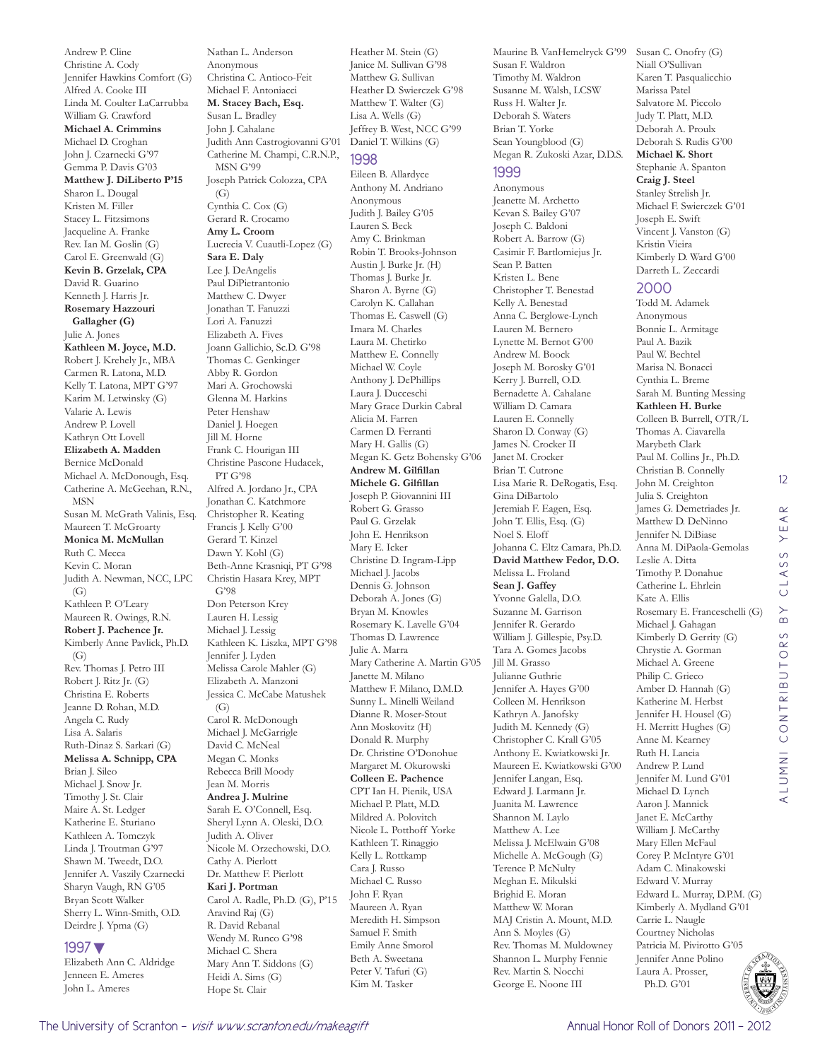Andrew P. Cline
Christine A. Cody
Jennifer Hawkins Comfort (G)
Alfred A. Cooke III
Linda M. Coulter LaCarrubba
William G. Crawford
**Michael A. Crimmins**
Michael D. Croghan
John J. Czarnecki G'97
Gemma P. Davis G'03
**Matthew J. DiLiberto P'15**
Sharon L. Dougal
Kristen M. Filler
Stacey L. Fitzsimons
Jacqueline A. Franke
Rev. Ian M. Goslin (G)
Carol E. Greenwald (G)
**Kevin B. Grzelak, CPA**
David R. Guarino
Kenneth J. Harris Jr.
**Rosemary Hazzouri Gallagher (G)**
Julie A. Jones
**Kathleen M. Joyce, M.D.**
Robert J. Krehely Jr., MBA
Carmen R. Latona, M.D.
Kelly T. Latona, MPT G'97
Karim M. Letwinsky (G)
Valarie A. Lewis
Andrew P. Lovell
Kathryn Ott Lovell
**Elizabeth A. Madden**
Bernice McDonald
Michael A. McDonough, Esq.
Catherine A. McGeehan, R.N., MSN
Susan M. McGrath Valinis, Esq.
Maureen T. McGroarty
**Monica M. McMullan**
Ruth C. Mecca
Kevin C. Moran
Judith A. Newman, NCC, LPC (G)
Kathleen P. O'Leary
Maureen R. Owings, R.N.
**Robert J. Pachence Jr.**
Kimberly Anne Pavlick, Ph.D. (G)
Rev. Thomas J. Petro III
Robert J. Ritz Jr. (G)
Christina E. Roberts
Jeanne D. Rohan, M.D.
Angela C. Rudy
Lisa A. Salaris
Ruth-Dinaz S. Sarkari (G)
**Melissa A. Schnipp, CPA**
Brian J. Sileo
Michael J. Snow Jr.
Timothy J. St. Clair
Maire A. St. Ledger
Katherine E. Sturiano
Kathleen A. Tomczyk
Linda J. Troutman G'97
Shawn M. Tweedt, D.O.
Jennifer A. Vaszily Czarnecki
Sharyn Vaugh, RN G'05
Bryan Scott Walker
Sherry L. Winn-Smith, O.D.
Deirdre J. Ypma (G)

## 1997

Elizabeth Ann C. Aldridge
Jenneen E. Ameres
John L. Ameres
Nathan L. Anderson
Anonymous
Christina C. Antioco-Feit
Michael F. Antoniacci
**M. Stacey Bach, Esq.**
Susan L. Bradley
John J. Cahalane
Judith Ann Castrogiovanni G'01
Catherine M. Champi, C.R.N.P., MSN G'99
Joseph Patrick Colozza, CPA (G)
Cynthia C. Cox (G)
Gerard R. Crocamo
**Amy L. Croom**
Lucrecia V. Cuautli-Lopez (G)
**Sara E. Daly**
Lee J. DeAngelis
Paul DiPietrantonio
Matthew C. Dwyer
Jonathan T. Fanuzzi
Lori A. Fanuzzi
Elizabeth A. Fives
Joann Gallichio, Sc.D. G'98
Thomas C. Genkinger
Abby R. Gordon
Mari A. Grochowski
Glenna M. Harkins
Peter Henshaw
Daniel J. Hoegen
Jill M. Horne
Frank C. Hourigan III
Christine Pascone Hudacek, PT G'98
Alfred A. Jordano Jr., CPA
Jonathan C. Katchmore
Christopher R. Keating
Francis J. Kelly G'00
Gerard T. Kinzel
Dawn Y. Kohl (G)
Beth-Anne Krasniqi, PT G'98
Christin Hasara Krey, MPT G'98
Don Peterson Krey
Lauren H. Lessig
Michael J. Lessig
Kathleen K. Liszka, MPT G'98
Jennifer J. Lyden
Melissa Carole Mahler (G)
Elizabeth A. Manzoni
Jessica C. McCabe Matushek (G)
Carol R. McDonough
Michael J. McGarrigle
David C. McNeal
Megan C. Monks
Rebecca Brill Moody
Jean M. Morris
**Andrea J. Mulrine**
Sarah E. O'Connell, Esq.
Sheryl Lynn A. Oleski, D.O.
Judith A. Oliver
Nicole M. Orzechowski, D.O.
Cathy A. Pierlott
Dr. Matthew F. Pierlott
**Kari J. Portman**
Carol A. Radle, Ph.D. (G), P'15
Aravind Raj (G)
R. David Rebanal
Wendy M. Runco G'98
Michael C. Shera
Mary Ann T. Siddons (G)
Heidi A. Sims (G)
Hope St. Clair
Heather M. Stein (G)
Janice M. Sullivan G'98
Matthew G. Sullivan
Heather D. Swierczek G'98
Matthew T. Walter (G)
Lisa A. Wells (G)
Jeffrey B. West, NCC G'99
Daniel T. Wilkins (G)

## 1998

Eileen B. Allardyce
Anthony M. Andriano
Anonymous
Judith J. Bailey G'05
Lauren S. Beck
Amy C. Brinkman
Robin T. Brooks-Johnson
Austin J. Burke Jr. (H)
Thomas J. Burke Jr.
Sharon A. Byrne (G)
Carolyn K. Callahan
Thomas E. Caswell (G)
Imara M. Charles
Laura M. Chetirko
Matthew E. Connelly
Michael W. Coyle
Anthony J. DePhillips
Laura J. Ducceschi
Mary Grace Durkin Cabral
Alicia M. Farren
Carmen D. Ferranti
Mary H. Gallis (G)
Megan K. Getz Bohensky G'06
**Andrew M. Gilfillan**
**Michele G. Gilfillan**
Joseph P. Giovannini III
Robert G. Grasso
Paul G. Grzelak
John E. Henrikson
Mary E. Icker
Christine D. Ingram-Lipp
Michael J. Jacobs
Dennis G. Johnson
Deborah A. Jones (G)
Bryan M. Knowles
Rosemary K. Lavelle G'04
Thomas D. Lawrence
Julie A. Marra
Mary Catherine A. Martin G'05
Janette M. Milano
Matthew F. Milano, D.M.D.
Sunny L. Minelli Weiland
Dianne R. Moser-Stout
Ann Moskovitz (H)
Donald R. Murphy
Dr. Christine O'Donohue
Margaret M. Okurowski
**Colleen E. Pachence**
CPT Ian H. Pienik, USA
Michael P. Platt, M.D.
Mildred A. Polovitch
Nicole L. Potthoff Yorke
Kathleen T. Rinaggio
Kelly L. Rottkamp
Cara J. Russo
Michael C. Russo
John F. Ryan
Maureen A. Ryan
Meredith H. Simpson
Samuel F. Smith
Emily Anne Smorol
Beth A. Sweetana
Peter V. Tafuri (G)
Kim M. Tasker
Maurine B. VanHemelryck G'99
Susan F. Waldron
Timothy M. Waldron
Susanne M. Walsh, LCSW
Russ H. Walter Jr.
Deborah S. Waters
Brian T. Yorke
Sean Youngblood (G)
Megan R. Zukoski Azar, D.D.S.

## 1999

Anonymous
Jeanette M. Archetto
Kevan S. Bailey G'07
Joseph C. Baldoni
Robert A. Barrow (G)
Casimir F. Bartlomiejus Jr.
Sean P. Batten
Kristen L. Bene
Christopher T. Benestad
Kelly A. Benestad
Anna C. Berglowe-Lynch
Lauren M. Bernero
Lynette M. Bernot G'00
Andrew M. Boock
Joseph M. Borosky G'01
Kerry J. Burrell, O.D.
Bernadette A. Cahalane
William D. Camara
Lauren E. Connelly
Sharon D. Conway (G)
James N. Crocker II
Janet M. Crocker
Brian T. Cutrone
Lisa Marie R. DeRogatis, Esq.
Gina DiBartolo
Jeremiah F. Eagen, Esq.
John T. Ellis, Esq. (G)
Noel S. Eloff
Johanna C. Eltz Camara, Ph.D.
**David Matthew Fedor, D.O.**
Melissa L. Froland
**Sean J. Gaffey**
Yvonne Galella, D.O.
Suzanne M. Garrison
Jennifer R. Gerardo
William J. Gillespie, Psy.D.
Tara A. Gomes Jacobs
Jill M. Grasso
Julianne Guthrie
Jennifer A. Hayes G'00
Colleen M. Henrikson
Kathryn A. Janofsky
Judith M. Kennedy (G)
Christopher C. Krall G'05
Anthony E. Kwiatkowski Jr.
Maureen E. Kwiatkowski G'00
Jennifer Langan, Esq.
Edward J. Larmann Jr.
Juanita M. Lawrence
Shannon M. Laylo
Matthew A. Lee
Melissa J. McElwain G'08
Michelle A. McGough (G)
Terence P. McNulty
Meghan E. Mikulski
Brighid E. Moran
Matthew W. Moran
MAJ Cristin A. Mount, M.D.
Ann S. Moyles (G)
Rev. Thomas M. Muldowney
Shannon L. Murphy Fennie
Rev. Martin S. Nocchi
George E. Noone III
Susan C. Onofry (G)
Niall O'Sullivan
Karen T. Pasqualicchio
Marissa Patel
Salvatore M. Piccolo
Judy T. Platt, M.D.
Deborah A. Proulx
Deborah S. Rudis G'00
**Michael K. Short**
Stephanie A. Spanton
**Craig J. Steel**
Stanley Strelish Jr.
Michael F. Swierczek G'01
Joseph E. Swift
Vincent J. Vanston (G)
Kristin Vieira
Kimberly D. Ward G'00
Darreth L. Zeccardi

## 2000

Todd M. Adamek
Anonymous
Bonnie L. Armitage
Paul A. Bazik
Paul W. Bechtel
Marisa N. Bonacci
Cynthia L. Breme
Sarah M. Bunting Messing
**Kathleen H. Burke**
Colleen B. Burrell, OTR/L
Thomas A. Ciavarella
Marybeth Clark
Paul M. Collins Jr., Ph.D.
Christian B. Connelly
John M. Creighton
Julia S. Creighton
James G. Demetriades Jr.
Matthew D. DeNinno
Jennifer N. DiBiase
Anna M. DiPaola-Gemolas
Leslie A. Ditta
Timothy P. Donahue
Catherine L. Ehrlein
Kate A. Ellis
Rosemary E. Franceschelli (G)
Michael J. Gahagan
Kimberly D. Gerrity (G)
Chrystie A. Gorman
Michael A. Greene
Philip C. Grieco
Amber D. Hannah (G)
Katherine M. Herbst
Jennifer H. Housel (G)
H. Merritt Hughes (G)
Anne M. Kearney
Ruth H. Lancia
Andrew P. Lund
Jennifer M. Lund G'01
Michael D. Lynch
Aaron J. Mannick
Janet E. McCarthy
William J. McCarthy
Mary Ellen McFaul
Corey P. McIntyre G'01
Adam C. Minakowski
Edward V. Murray
Edward L. Murray, D.P.M. (G)
Kimberly A. Mydland G'01
Carrie L. Naugle
Courtney Nicholas
Patricia M. Pivirotto G'05
Jennifer Anne Polino
Laura A. Prosser, Ph.D. G'01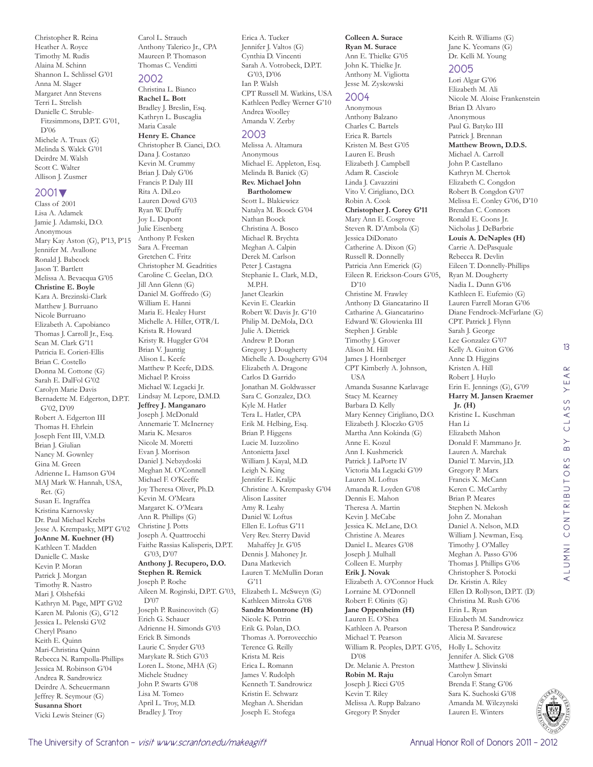Christopher R. Reina
Heather A. Royce
Timothy M. Rudis
Alaina M. Schinn
Shannon L. Schlissel G'01
Anna M. Slager
Margaret Ann Stevens
Terri L. Strelish
Danielle C. Struble-Fitzsimmons, D.P.T. G'01, D'06
Michele A. Truax (G)
Melinda S. Walck G'01
Deirdre M. Walsh
Scott C. Walter
Allison J. Zusmer

## 2001▼

Class of 2001
Lisa A. Adamek
Jamie J. Adamski, D.O.
Anonymous
Mary Kay Aston (G), P'13, P'15
Jennifer M. Avallone
Ronald J. Babcock
Jason T. Bartlett
Melissa A. Bevacqua G'05
**Christine E. Boyle**
Kara A. Brezinski-Clark
Matthew J. Burruano
Nicole Burruano
Elizabeth A. Capobianco
Thomas J. Carroll Jr., Esq.
Sean M. Clark G'11
Patricia E. Corieri-Ellis
Brian C. Costello
Donna M. Cottone (G)
Sarah E. DalFol G'02
Carolyn Marie Davis
Bernadette M. Edgerton, D.P.T. G'02, D'09
Robert A. Edgerton III
Thomas H. Ehrlein
Joseph Fent III, V.M.D.
Brian J. Giulian
Nancy M. Gownley
Gina M. Green
Adrienne L. Hamson G'04
MAJ Mark W. Hannah, USA, Ret. (G)
Susan E. Ingraffea
Kristina Karnovsky
Dr. Paul Michael Krebs
Jesse A. Krempasky, MPT G'02
**JoAnne M. Kuehner (H)**
Kathleen T. Madden
Danielle C. Maske
Kevin P. Moran
Patrick J. Morgan
Timothy R. Nastro
Mari J. Olshefski
Kathryn M. Page, MPT G'02
Karen M. Palonis (G), G'12
Jessica L. Pelenski G'02
Cheryl Pisano
Keith E. Quinn
Mari-Christina Quinn
Rebecca N. Rampolla-Phillips
Jessica M. Robinson G'04
Andrea R. Sandrowicz
Deirdre A. Scheuermann
Jeffrey R. Seymour (G)
**Susanna Short**
Vicki Lewis Steiner (G)
Carol L. Strauch
Anthony Talerico Jr., CPA
Maureen P. Thomason
Thomas C. Venditti

## 2002

Christina L. Bianco
**Rachel L. Bott**
Bradley J. Breslin, Esq.
Kathryn L. Buscaglia
Maria Casale
**Henry E. Chance**
Christopher B. Cianci, D.O.
Dana J. Costanzo
Kevin M. Crummy
Brian J. Daly G'06
Francis P. Daly III
Rita A. DiLeo
Lauren Dowd G'03
Ryan W. Duffy
Joy L. Dupont
Julie Eisenberg
Anthony P. Fesken
Sara A. Freeman
Gretchen C. Fritz
Christopher M. Geadrities
Caroline C. Geelan, D.O.
Jill Ann Glenn (G)
Daniel M. Goffredo (G)
William E. Hanni
Maria E. Healey Hurst
Michelle A. Hiller, OTR/L
Krista R. Howard
Kristy R. Huggler G'04
Brian V. Jauntig
Alison L. Keefe
Matthew P. Keefe, D.D.S.
Michael P. Kroiss
Michael W. Legacki Jr.
Lindsay M. Lepore, D.M.D.
**Jeffrey J. Manganaro**
Joseph J. McDonald
Annemarie T. McInerney
Maria K. Mesaros
Nicole M. Moretti
Evan J. Morrison
Daniel J. Nebzydoski
Meghan M. O'Connell
Michael F. O'Keeffe
Joy Theresa Oliver, Ph.D.
Kevin M. O'Meara
Margaret K. O'Meara
Ann R. Phillips (G)
Christine J. Potts
Joseph A. Quattrocchi
Faithe Rassias Kalisperis, D.P.T. G'03, D'07
**Anthony J. Recupero, D.O.**
**Stephen R. Remick**
Joseph P. Roche
Aileen M. Roginski, D.P.T. G'03, D'07
Joseph P. Rusincovitch (G)
Erich G. Schauer
Adrienne H. Simonds G'03
Erick B. Simonds
Laurie C. Snyder G'03
Marykate R. Stich G'03
Loren L. Stone, MHA (G)
Michele Studney
John P. Swarts G'08
Lisa M. Tomeo
April L. Troy, M.D.
Bradley J. Troy
Erica A. Tucker
Jennifer J. Valtos (G)
Cynthia D. Vincenti
Sarah A. Votrobeck, D.P.T. G'03, D'06
Ian P. Walsh
CPT Russell M. Watkins, USA
Kathleen Pedley Werner G'10
Andrea Woolley
Amanda V. Zerby

## 2003

Melissa A. Altamura
Anonymous
Michael E. Appleton, Esq.
Melinda B. Banick (G)
**Rev. Michael John Bartholomew**
Scott L. Blakiewicz
Natalya M. Boock G'04
Nathan Boock
Christina A. Bosco
Michael R. Brychta
Meghan A. Calpin
Derek M. Carlson
Peter J. Castagna
Stephanie L. Clark, M.D., M.P.H.
Janet Clearkin
Kevin E. Clearkin
Robert W. Davis Jr. G'10
Philip M. DeMola, D.O.
Julie A. Dietrick
Andrew P. Doran
Gregory J. Dougherty
Michelle A. Dougherty G'04
Elizabeth A. Dragone
Carlos D. Garrido
Jonathan M. Goldwasser
Sara C. Gonzalez, D.O.
Kyle M. Hatler
Tera L. Hatler, CPA
Erik M. Helbing, Esq.
Brian P. Higgens
Lucie M. Iuzzolino
Antonietta Jaxel
William J. Kayal, M.D.
Leigh N. King
Jennifer E. Kraljic
Christine A. Krempasky G'04
Alison Lassiter
Amy R. Leahy
Daniel W. Loftus
Ellen E. Loftus G'11
Very Rev. Sterry David Mahaffey Jr. G'05
Dennis J. Mahoney Jr.
Dana Matkevich
Lauren T. McMullin Doran G'11
Elizabeth L. McSweyn (G)
Kathleen Mitroka G'08
**Sandra Montrone (H)**
Nicole K. Petrin
Erik G. Polan, D.O.
Thomas A. Porrovecchio
Terence G. Reilly
Krista M. Reis
Erica L. Romann
James V. Rudolph
Kenneth T. Sandrowicz
Kristin E. Schwarz
Meghan A. Sheridan
Joseph E. Stofega
**Colleen A. Surace**
**Ryan M. Surace**
Ann E. Thielke G'05
John K. Thielke Jr.
Anthony M. Vigliotta
Jesse M. Zyskowski

## 2004

Anonymous
Anthony Balzano
Charles C. Bartels
Erica R. Bartels
Kristen M. Best G'05
Lauren E. Brush
Elizabeth J. Campbell
Adam R. Casciole
Linda J. Cavazzini
Vito V. Cirigliano, D.O.
Robin A. Cook
**Christopher J. Corey G'11**
Mary Ann E. Cosgrove
Steven R. D'Ambola (G)
Jessica DiDonato
Catherine A. Dixon (G)
Russell R. Donnelly
Patricia Ann Emerick (G)
Eileen R. Erickson-Cours G'05, D'10
Christine M. Frawley
Anthony D. Giancatarino II
Catharine A. Giancatarino
Edward W. Glowienka III
Stephen J. Grable
Timothy J. Grover
Alison M. Hill
James J. Hornberger
CPT Kimberly A. Johnson, USA
Amanda Susanne Karlavage
Stacy M. Kearney
Barbara D. Kelly
Mary Kenney Cirigliano, D.O.
Elizabeth J. Kloczko G'05
Martha Ann Kokinda (G)
Anne E. Kozul
Ann I. Kushmerick
Patrick J. LaPorte IV
Victoria Ma Legacki G'09
Lauren M. Loftus
Amanda R. Loyden G'08
Dennis E. Mahon
Theresa A. Martin
Kevin J. McCabe
Jessica K. McLane, D.O.
Christine A. Meares
Daniel L. Meares G'08
Joseph J. Mulhall
Colleen E. Murphy
**Erik J. Novak**
Elizabeth A. O'Connor Huck
Lorraine M. O'Donnell
Robert F. Olinits (G)
**Jane Oppenheim (H)**
Lauren E. O'Shea
Kathleen A. Pearson
Michael T. Pearson
William R. Peoples, D.P.T. G'05, D'08
Dr. Melanie A. Preston
**Robin M. Raju**
Joseph J. Ricci G'05
Kevin T. Riley
Melissa A. Rupp Balzano
Gregory P. Snyder
Keith R. Williams (G)
Jane K. Yeomans (G)
Dr. Kelli M. Young

## 2005

Lori Algar G'06
Elizabeth M. Ali
Nicole M. Aloise Frankenstein
Brian D. Alvaro
Anonymous
Paul G. Batyko III
Patrick J. Brennan
**Matthew Brown, D.D.S.**
Michael A. Carroll
John P. Castellano
Kathryn M. Chertok
Elizabeth C. Congdon
Robert B. Congdon G'07
Melissa E. Conley G'06, D'10
Brendan C. Connors
Ronald E. Coons Jr.
Nicholas J. DeBarbrie
**Louis A. DeNaples (H)**
Carrie A. DePasquale
Rebecca R. Devlin
Eileen T. Donnelly-Phillips
Ryan M. Dougherty
Nadia L. Dunn G'06
Kathleen E. Eufemio (G)
Lauren Farrell Moran G'06
Diane Fendrock-McFarlane (G)
CPT. Patrick J. Flynn
Sarah J. George
Lee Gonzalez G'07
Kelly A. Guiton G'06
Anne D. Higgins
Kristen A. Hill
Robert J. Huylo
Erin E. Jennings (G), G'09
**Harry M. Jansen Kraemer Jr. (H)**
Kristine L. Kuschman
Han Li
Elizabeth Mahon
Donald F. Mammano Jr.
Lauren A. Marchak
Daniel T. Marvin, J.D.
Gregory P. Marx
Francis X. McCann
Keren C. McCarthy
Brian P. Meares
Stephen N. Mekosh
John Z. Monahan
Daniel A. Nelson, M.D.
William J. Newman, Esq.
Timothy J. O'Malley
Meghan A. Passo G'06
Thomas J. Phillips G'06
Christopher S. Potocki
Dr. Kristin A. Riley
Ellen D. Rollyson, D.P.T. (D)
Christina M. Rush G'06
Erin L. Ryan
Elizabeth M. Sandrowicz
Theresa P. Sandrowicz
Alicia M. Savarese
Holly L. Schovitz
Jennifer A. Slick G'08
Matthew J. Slivinski
Carolyn Smart
Brenda F. Stang G'06
Sara K. Suchoski G'08
Amanda M. Wilczynski
Lauren E. Winters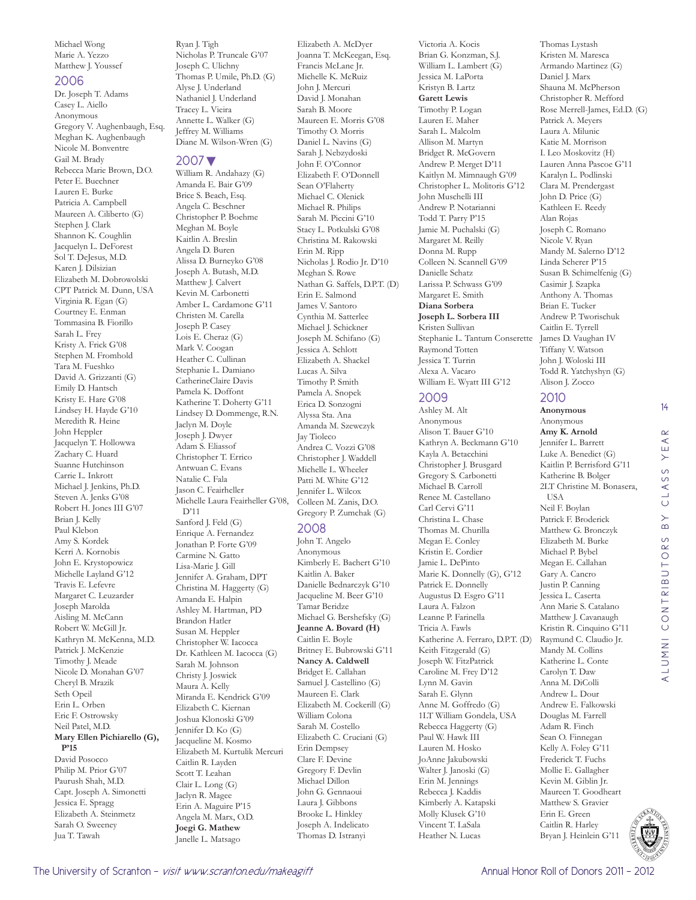Michael Wong
Marie A. Yezzo
Matthew J. Youssef

## 2006

Dr. Joseph T. Adams
Casey L. Aiello
Anonymous
Gregory V. Aughenbaugh, Esq.
Meghan K. Aughenbaugh
Nicole M. Bonventre
Gail M. Brady
Rebecca Marie Brown, D.O.
Peter E. Buechner
Lauren E. Burke
Patricia A. Campbell
Maureen A. Ciliberto (G)
Stephen J. Clark
Shannon K. Coughlin
Jacquelyn L. DeForest
Sol T. DeJesus, M.D.
Karen J. Dilsizian
Elizabeth M. Dobrowolski
CPT Patrick M. Dunn, USA
Virginia R. Egan (G)
Courtney E. Enman
Tommasina B. Fiorillo
Sarah L. Frey
Kristy A. Frick G'08
Stephen M. Fromhold
Tara M. Fueshko
David A. Grizzanti (G)
Emily D. Hantsch
Kristy E. Hare G'08
Lindsey H. Hayde G'10
Meredith R. Heine
John Heppler
Jacquelyn T. Hollowwa
Zachary C. Huard
Suanne Hutchinson
Carrie L. Inkrott
Michael J. Jenkins, Ph.D.
Steven A. Jenks G'08
Robert H. Jones III G'07
Brian J. Kelly
Paul Klebon
Amy S. Kordek
Kerri A. Kornobis
John E. Krystopowicz
Michelle Layland G'12
Travis E. Lefevre
Margaret C. Leuzarder
Joseph Marolda
Aisling M. McCann
Robert W. McGill Jr.
Kathryn M. McKenna, M.D.
Patrick J. McKenzie
Timothy J. Meade
Nicole D. Monahan G'07
Cheryl B. Mrazik
Seth Opeil
Erin L. Orben
Eric F. Ostrowsky
Neil Patel, M.D.
**Mary Ellen Pichiarello (G), P'15**
David Posocco
Philip M. Prior G'07
Paurush Shah, M.D.
Capt. Joseph A. Simonetti
Jessica E. Spragg
Elizabeth A. Steinmetz
Sarah O. Sweeney
Jua T. Tawah
Ryan J. Tigh
Nicholas P. Truncale G'07
Joseph C. Ulichny
Thomas P. Umile, Ph.D. (G)
Alyse J. Underland
Nathaniel J. Underland
Tracey L. Vieira
Annette L. Walker (G)
Jeffrey M. Williams
Diane M. Wilson-Wren (G)

## 2007 ▼

William R. Andahazy (G)
Amanda E. Bair G'09
Brice S. Beach, Esq.
Angela C. Beschner
Christopher P. Boehme
Meghan M. Boyle
Kaitlin A. Breslin
Angela D. Buren
Alissa D. Burneyko G'08
Joseph A. Butash, M.D.
Matthew J. Calvert
Kevin M. Carbonetti
Amber L. Cardamone G'11
Christen M. Carella
Joseph P. Casey
Lois E. Cheraz (G)
Mark V. Coogan
Heather C. Cullinan
Stephanie L. Damiano
CatherineClaire Davis
Pamela K. Doffont
Katherine T. Doherty G'11
Lindsey D. Dommenge, R.N.
Jaclyn M. Doyle
Joseph J. Dwyer
Adam S. Eliassof
Christopher T. Errico
Antwuan C. Evans
Natalie C. Fala
Jason C. Feairheller
Michelle Laura Feairheller G'08, D'11
Sanford J. Feld (G)
Enrique A. Fernandez
Jonathan P. Forte G'09
Carmine N. Gatto
Lisa-Marie J. Gill
Jennifer A. Graham, DPT
Christina M. Haggerty (G)
Amanda E. Halpin
Ashley M. Hartman, PD
Brandon Hatler
Susan M. Heppler
Christopher W. Iacocca
Dr. Kathleen M. Iacocca (G)
Sarah M. Johnson
Christy J. Joswick
Maura A. Kelly
Miranda E. Kendrick G'09
Elizabeth C. Kiernan
Joshua Klonoski G'09
Jennifer D. Ko (G)
Jacqueline M. Kosmo
Elizabeth M. Kurtulik Mercuri
Caitlin R. Layden
Scott T. Leahan
Clair L. Long (G)
Jaclyn R. Magee
Erin A. Maguire P'15
Angela M. Marx, O.D.
**Joegi G. Mathew**
Janelle L. Matsago
Elizabeth A. McDyer
Joanna T. McKeegan, Esq.
Francis McLane Jr.
Michelle K. McRuiz
John J. Mercuri
David J. Monahan
Sarah B. Moore
Maureen E. Morris G'08
Timothy O. Morris
Daniel L. Navins (G)
Sarah J. Nebzydoski
John F. O'Connor
Elizabeth F. O'Donnell
Sean O'Flaherty
Michael C. Olenick
Michael R. Philips
Sarah M. Piccini G'10
Stacy L. Potkulski G'08
Christina M. Rakowski
Erin M. Ripp
Nicholas J. Rodio Jr. D'10
Meghan S. Rowe
Nathan G. Saffels, D.P.T. (D)
Erin E. Salmond
James V. Santoro
Cynthia M. Satterlee
Michael J. Schickner
Joseph M. Schifano (G)
Jessica A. Schlott
Elizabeth A. Shackel
Lucas A. Silva
Timothy P. Smith
Pamela A. Snopek
Erica D. Sonzogni
Alyssa Sta. Ana
Amanda M. Szewczyk
Jay Tioleco
Andrea C. Vozzi G'08
Christopher J. Waddell
Michelle L. Wheeler
Patti M. White G'12
Jennifer L. Wilcox
Colleen M. Zanis, D.O.
Gregory P. Zumchak (G)

## 2008

John T. Angelo
Anonymous
Kimberly E. Bachert G'10
Kaitlin A. Baker
Danielle Bednarczyk G'10
Jacqueline M. Beer G'10
Tamar Beridze
Michael G. Bershefsky (G)
**Jeanne A. Bovard (H)**
Caitlin E. Boyle
Britney E. Bubrowski G'11
**Nancy A. Caldwell**
Bridget E. Callahan
Samuel J. Castellino (G)
Maureen E. Clark
Elizabeth M. Cockerill (G)
William Colona
Sarah M. Costello
Elizabeth C. Cruciani (G)
Erin Dempsey
Clare F. Devine
Gregory F. Devlin
Michael Dillon
John G. Gennaoui
Laura J. Gibbons
Brooke L. Hinkley
Joseph A. Indelicato
Thomas D. Istranyi
Victoria A. Kocis
Brian G. Konzman, S.J.
William L. Lambert (G)
Jessica M. LaPorta
Kristyn B. Lartz
**Garett Lewis**
Timothy P. Logan
Lauren E. Maher
Sarah L. Malcolm
Allison M. Martyn
Bridget R. McGovern
Andrew P. Merget D'11
Kaitlyn M. Mimnaugh G'09
Christopher L. Molitoris G'12
John Muschelli III
Andrew P. Notarianni
Todd T. Parry P'15
Jamie M. Puchalski (G)
Margaret M. Reilly
Donna M. Rupp
Colleen N. Scannell G'09
Danielle Schatz
Larissa P. Schwass G'09
Margaret E. Smith
**Diana Sorbera**
**Joseph L. Sorbera III**
Kristen Sullivan
Stephanie L. Tantum Conserette
Raymond Totten
Jessica T. Turrin
Alexa A. Vacaro
William E. Wyatt III G'12

## 2009

Ashley M. Alt
Anonymous
Alison T. Bauer G'10
Kathryn A. Beckmann G'10
Kayla A. Betacchini
Christopher J. Brusgard
Gregory S. Carbonetti
Michael B. Carroll
Renee M. Castellano
Carl Cervi G'11
Christina L. Chase
Thomas M. Churilla
Megan E. Conley
Kristin E. Cordier
Jamie L. DePinto
Marie K. Donnelly (G), G'12
Patrick E. Donnelly
Augustus D. Esgro G'11
Laura A. Falzon
Leanne P. Farinella
Tricia A. Fawls
Katherine A. Ferraro, D.P.T. (D)
Keith Fitzgerald (G)
Joseph W. FitzPatrick
Caroline M. Frey D'12
Lynn M. Gavin
Sarah E. Glynn
Anne M. Goffredo (G)
1LT William Gondela, USA
Rebecca Haggerty (G)
Paul W. Hawk III
Lauren M. Hosko
JoAnne Jakubowski
Walter J. Janoski (G)
Erin M. Jennings
Rebecca J. Kaddis
Kimberly A. Katapski
Molly Klusek G'10
Vincent T. LaSala
Heather N. Lucas
Thomas Lystash
Kristen M. Maresca
Armando Martinez (G)
Daniel J. Marx
Shauna M. McPherson
Christopher R. Mefford
Rose Merrell-James, Ed.D. (G)
Patrick A. Meyers
Laura A. Milunic
Katie M. Morrison
I. Leo Moskovitz (H)
Lauren Anna Pascoe G'11
Karalyn L. Podlinski
Clara M. Prendergast
John D. Price (G)
Kathleen E. Reedy
Alan Rojas
Joseph C. Romano
Nicole V. Ryan
Mandy M. Salerno D'12
Linda Scherer P'15
Susan B. Schimelfenig (G)
Casimir J. Szapka
Anthony A. Thomas
Brian E. Tucker
Andrew P. Tworischuk
Caitlin E. Tyrrell
James D. Vaughan IV
Tiffany V. Watson
John J. Woloski III
Todd R. Yatchyshyn (G)
Alison J. Zocco

## 2010

**Anonymous**
Anonymous
**Amy K. Arnold**
Jennifer L. Barrett
Luke A. Benedict (G)
Kaitlin P. Berrisford G'11
Katherine B. Bolger
2LT Christine M. Bonasera, USA
Neil F. Boylan
Patrick F. Broderick
Matthew G. Bronczyk
Elizabeth M. Burke
Michael P. Bybel
Megan E. Callahan
Gary A. Cancro
Justin P. Canning
Jessica L. Caserta
Ann Marie S. Catalano
Matthew J. Cavanaugh
Kristin R. Cinquino G'11
Raymond C. Claudio Jr.
Mandy M. Collins
Katherine L. Conte
Carolyn T. Daw
Anna M. DiColli
Andrew L. Dour
Andrew E. Falkowski
Douglas M. Farrell
Adam R. Finch
Sean O. Finnegan
Kelly A. Foley G'11
Frederick T. Fuchs
Mollie E. Gallagher
Kevin M. Giblin Jr.
Maureen T. Goodheart
Matthew S. Gravier
Erin E. Green
Caitlin R. Harley
Bryan J. Heinlein G'11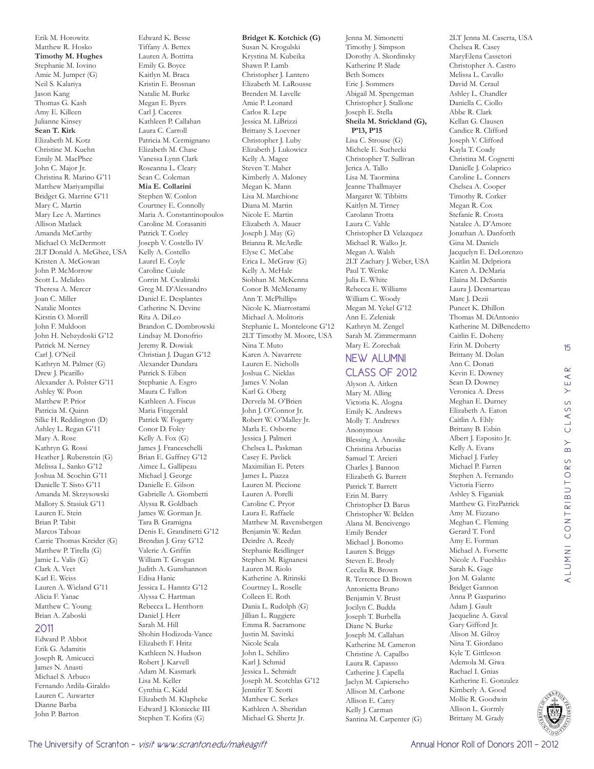Erik M. Horowitz
Matthew R. Hosko
**Timothy M. Hughes**
Stephanie M. Iovino
Amie M. Jumper (G)
Neil S. Kalariya
Jason Kang
Thomas G. Kash
Amy E. Killeen
Julianne Kinsey
**Sean T. Kirk**
Elizabeth M. Kotz
Christine M. Kuehn
Emily M. MacPhee
John C. Major Jr.
Christina R. Marino G'11
Matthew Mariyampillai
Bridget G. Marrine G'11
Mary C. Martin
Mary Lee A. Martines
Allison Matlack
Amanda McCarthy
Michael O. McDermott
2LT Donald A. McGhee, USA
Kristen A. McGowan
John P. McMorrow
Scott L. Melideo
Theresa A. Mercer
Joan C. Miller
Natalie Montes
Kirstin O. Morrill
John F. Muldoon
John H. Nebzydoski G'12
Patrick M. Nerney
Carl J. O'Neil
Kathryn M. Palmer (G)
Drew J. Picarillo
Alexander A. Polster G'11
Ashley W. Poon
Matthew P. Prior
Patricia M. Quinn
Silke H. Reddington (D)
Ashley L. Regan G'11
Mary A. Rose
Kathryn G. Rossi
Heather J. Rubenstein (G)
Melissa L. Sanko G'12
Joshua M. Scochin G'11
Danielle T. Sisto G'11
Amanda M. Skrzysowski
Mallory S. Stasiuk G'11
Lauren E. Stein
Brian P. Tabit
Marcos Taboas
Carrie Thomas Kreider (G)
Matthew P. Tirella (G)
Jamie L. Valis (G)
Clark A. Veet
Karl E. Weiss
Lauren A. Wieland G'11
Alicia F. Yanac
Matthew C. Young
Brian A. Zaboski

## 2011

Edward P. Abbot
Erik G. Adamitis
Joseph R. Amicucci
James N. Anasti
Michael S. Arbuco
Fernando Ardila-Giraldo
Lauren C. Auwarter
Dianne Barba
John P. Barton
Edward K. Besse
Tiffany A. Bettex
Lauren A. Bottitta
Emily G. Boyce
Kaitlyn M. Braca
Kristin E. Brosnan
Natalie M. Burke
Megan E. Byers
Carl J. Caceres
Kathleen P. Callahan
Laura C. Carroll
Patricia M. Cermignano
Elizabeth M. Chase
Vanessa Lynn Clark
Roseanna L. Cleary
Sean C. Coleman
**Mia E. Collarini**
Stephen W. Conlon
Courtney E. Connolly
Maria A. Constantinopoulos
Caroline M. Corasaniti
Patrick T. Corley
Joseph V. Costello IV
Kelly A. Costello
Laurel E. Coyle
Caroline Cuiule
Corrin M. Cwalinski
Greg M. D'Alessandro
Daniel E. Desplantes
Catherine N. Devine
Rita A. DiLeo
Brandon C. Dombrowski
Lindsay M. Donofrio
Jeremy R. Dowiak
Christian J. Dugan G'12
Alexander Dundara
Patrick S. Eiben
Stephanie A. Esgro
Maura C. Fallon
Kathleen A. Fiscus
Maria Fitzgerald
Patrick W. Fogarty
Conor D. Foley
Kelly A. Fox (G)
James J. Franceschelli
Brian E. Gaffney G'12
Aimee L. Gallipeau
Michael J. George
Danielle E. Gilson
Gabrielle A. Giombetti
Alyssa R. Goldbach
James W. Gorman Jr.
Tara B. Gramigna
Denis E. Grandinetti G'12
Brendan J. Gray G'12
Valerie A. Griffin
William T. Grogan
Judith A. Gunshannon
Edisa Hanic
Jessica L. Hanntz G'12
Alyssa C. Hartman
Rebecca L. Henthorn
Daniel J. Herr
Sarah M. Hill
Shohin Hodizoda-Vance
Elizabeth F. Hritz
Kathleen N. Hudson
Robert J. Karvell
Adam M. Kasmark
Lisa M. Keller
Cynthia C. Kidd
Elizabeth M. Klapheke
Edward J. Kloniecke III
Stephen T. Kofira (G)
**Bridget K. Kotchick (G)**
Susan N. Krogulski
Krystina M. Kubeika
Shawn P. Lamb
Christopher J. Lantero
Elizabeth M. LaRousse
Brenden M. Lavelle
Amie P. Leonard
Carlos R. Lepe
Jessica M. LiBrizzi
Brittany S. Loevner
Christopher J. Luby
Elizabeth J. Lukowicz
Kelly A. Magee
Steven T. Maher
Kimberly A. Maloney
Megan K. Mann
Lisa M. Marchione
Diana M. Martin
Nicole E. Martin
Elizabeth A. Mauer
Joseph J. May (G)
Brianna R. McArdle
Elyse C. McCabe
Erica L. McGraw (G)
Kelly A. McHale
Siobhan M. McKenna
Conor B. McMenamy
Ann T. McPhillips
Nicole K. Miarrostami
Michael A. Molitoris
Stephanie L. Monteleone G'12
2LT Timothy M. Moore, USA
Nina T. Muto
Karen A. Navarrete
Lauren E. Nicholls
Joshua C. Nicklas
James V. Nolan
Karl G. Oberg
Dervela M. O'Brien
John J. O'Connor Jr.
Robert W. O'Malley Jr.
Marla E. Osborne
Jessica J. Palmeri
Chelsea L. Paskman
Casey E. Pavlick
Maximilian E. Peters
James L. Piazza
Lauren M. Piccione
Lauren A. Porelli
Caroline C. Pryor
Laura E. Raffaele
Matthew M. Ravensbergen
Benjamin W. Redan
Deirdre A. Reedy
Stephanie Reidlinger
Stephen M. Rignanesi
Lauren M. Riolo
Katherine A. Ritinski
Courtney L. Roselle
Colleen E. Roth
Dania L. Rudolph (G)
Jillian L. Ruggiere
Emma R. Sacramone
Justin M. Savitski
Nicole Scala
John L. Schiliro
Karl J. Schmid
Jessica L. Schmidt
Joseph M. Scotchlas G'12
Jennifer T. Scotti
Matthew C. Serkes
Kathleen A. Sheridan
Michael G. Shertz Jr.
Jenna M. Simonetti
Timothy J. Simpson
Dorothy A. Skordinsky
Katherine P. Slade
Beth Somers
Eric J. Sommers
Abigail M. Spengeman
Christopher J. Stallone
Joseph E. Stella
**Sheila M. Strickland (G), P'13, P'15**
Lisa C. Strouse (G)
Michele E. Suchecki
Christopher T. Sullivan
Jerica A. Tallo
Lisa M. Taormina
Jeanne Thallmayer
Margaret W. Tibbitts
Kaitlyn M. Tirney
Carolann Trotta
Laura C. Vahle
Christopher D. Velazquez
Michael R. Walko Jr.
Megan A. Walsh
2LT Zachary J. Weber, USA
Paul T. Wenke
Julia E. White
Rebecca E. Williams
William C. Woody
Megan M. Yekel G'12
Ann E. Zeleniak
Kathryn M. Zengel
Sarah M. Zimmermann
Mary E. Zorechak

## NEW ALUMNI CLASS OF 2012

Alyson A. Aitken
Mary M. Alling
Victoria K. Alogna
Emily K. Andrews
Molly T. Andrews
Anonymous
Blessing A. Anosike
Christina Arbucias
Samuel T. Arcieri
Charles J. Bannon
Elizabeth G. Barrett
Patrick T. Barrett
Erin M. Barry
Christopher D. Barus
Christopher W. Belden
Alana M. Bencivengo
Emily Bender
Michael J. Bonomo
Lauren S. Briggs
Steven E. Brody
Cecelia R. Brown
R. Terrence D. Brown
Antonietta Bruno
Benjamin V. Brust
Jocilyn C. Budda
Joseph T. Burbella
Diane N. Burke
Joseph M. Callahan
Katherine M. Cameron
Christine A. Capalbo
Laura R. Capasso
Catherine J. Capella
Jaclyn M. Capierseho
Allison M. Carbone
Allison E. Carey
Kelly J. Carman
Santina M. Carpenter (G)
2LT Jenna M. Caserta, USA
Chelsea R. Casey
MaryElena Cassetori
Christopher A. Castro
Melissa L. Cavallo
David M. Ceraul
Ashley L. Chandler
Daniella C. Ciollo
Abbe R. Clark
Kellan G. Clausen
Candice R. Clifford
Joseph V. Clifford
Kayla T. Coady
Christina M. Cognetti
Danielle J. Colaprico
Caroline L. Conners
Chelsea A. Cooper
Timothy R. Corker
Megan R. Cox
Stefanie R. Crosta
Natalee A. D'Amore
Jonathan A. Danforth
Gina M. Daniels
Jacquelyn E. DeLorenzo
Kaitlin M. Delpriora
Karen A. DeMaria
Elaina M. DeSantis
Laura J. Desmarteau
Marc J. Dezii
Puneet K. Dhillon
Thomas M. DiAntonio
Katherine M. DiBenedetto
Caitlin E. Doheny
Erin M. Doherty
Brittany M. Dolan
Ann C. Donati
Kevin E. Downey
Sean D. Downey
Veronica A. Dress
Meghan E. Durney
Elizabeth A. Eaton
Caitlin A. Ehly
Brittany B. Esbin
Albert J. Esposito Jr.
Kelly A. Evans
Michael J. Farley
Michael P. Farren
Stephen A. Fernando
Victoria Fierro
Ashley S. Figaniak
Matthew G. FitzPatrick
Amy M. Fizzano
Meghan C. Fleming
Gerard T. Ford
Amy E. Forman
Michael A. Forsette
Nicole A. Fueshko
Sarah K. Gage
Jon M. Galante
Bridget Gannon
Anna P. Gasparino
Adam J. Gault
Jacqueline A. Gaval
Gary Gifford Jr.
Alison M. Gilroy
Nina T. Giordano
Kyle T. Gittleson
Ademola M. Giwa
Rachael I. Gnias
Katherine E. Gonzalez
Kimberly A. Good
Mollie R. Goodwin
Allison L. Gormly
Brittany M. Grady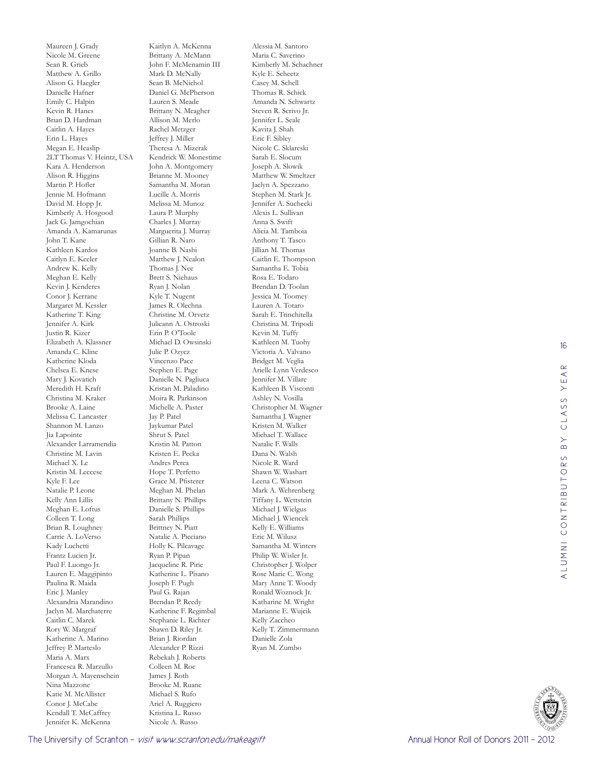Maureen J. Grady
Nicole M. Greene
Sean R. Grieb
Matthew A. Grillo
Alison G. Haegler
Danielle Hafner
Emily C. Halpin
Kevin R. Hanes
Brian D. Hardman
Caitlin A. Hayes
Erin L. Hayes
Megan E. Heaslip
2LT Thomas V. Heintz, USA
Kara A. Henderson
Alison R. Higgins
Martin P. Hofler
Jennie M. Hofmann
David M. Hopp Jr.
Kimberly A. Hosgood
Jack G. Jamgochian
Amanda A. Kamarunas
John T. Kane
Kathleen Kardos
Caitlyn E. Keeler
Andrew K. Kelly
Meghan E. Kelly
Kevin J. Kenderes
Conor J. Kerrane
Margaret M. Kessler
Katherine T. King
Jennifer A. Kirk
Justin R. Kizer
Elizabeth A. Klassner
Amanda C. Kline
Katherine Kloda
Chelsea E. Knese
Mary J. Kovatich
Meredith H. Kraft
Christina M. Kraker
Brooke A. Laine
Melissa C. Lancaster
Shannon M. Lanzo
Jia Lapointe
Alexander Larramendia
Christine M. Lavin
Michael X. Le
Kristin M. Leccese
Kyle F. Lee
Natalie P. Leone
Kelly Ann Lillis
Meghan E. Loftus
Colleen T. Long
Brian R. Loughney
Carrie A. LoVerso
Kady Luchetti
Frantz Lucien Jr.
Paul F. Luongo Jr.
Lauren E. Maggipinto
Paulina R. Maida
Eric J. Manley
Alexandria Marandino
Jaclyn M. Marchaterre
Caitlin C. Marek
Rory W. Margraf
Katherine A. Marino
Jeffrey P. Marteslo
Maria A. Marx
Francesca R. Marzullo
Morgan A. Mayenschein
Nina Mazzone
Katie M. McAllister
Conor J. McCabe
Kendall T. McCaffrey
Jennifer K. McKenna
Kaitlyn A. McKenna
Brittany A. McMann
John F. McMenamin III
Mark D. McNally
Sean B. McNichol
Daniel G. McPherson
Lauren S. Meade
Brittany N. Meagher
Allison M. Merlo
Rachel Metzger
Jeffrey J. Miller
Theresa A. Mizerak
Kendrick W. Monestime
John A. Montgomery
Brianne M. Mooney
Samantha M. Moran
Lucille A. Morris
Melissa M. Munoz
Laura P. Murphy
Charles J. Murray
Marguerita J. Murray
Gillian R. Naro
Joanne B. Nashi
Matthew J. Nealon
Thomas J. Nee
Brett S. Niehaus
Ryan J. Nolan
Kyle T. Nugent
James R. Olechna
Christine M. Orvetz
Julieann A. Ostroski
Erin P. O'Toole
Michael D. Owsinski
Julie P. Ozycz
Vincenzo Pace
Stephen E. Page
Danielle N. Pagliuca
Kristan M. Paladino
Moira R. Parkinson
Michelle A. Paster
Jay P. Patel
Jaykumar Patel
Shrut S. Patel
Kristin M. Patton
Kristen E. Pecka
Andres Perea
Hope T. Perfetto
Grace M. Pfisterer
Meghan M. Phelan
Brittany N. Phillips
Danielle S. Phillips
Sarah Phillips
Brittney N. Piatt
Natalie A. Picciano
Holly K. Pilcavage
Ryan P. Pipan
Jacqueline R. Pirie
Katherine L. Pisano
Joseph F. Pugh
Paul G. Rajan
Brendan P. Reedy
Katherine F. Regimbal
Stephanie L. Richter
Shawn D. Riley Jr.
Brian J. Riordan
Alexander P. Rizzi
Rebekah J. Roberts
Colleen M. Roe
James J. Roth
Brooke M. Ruane
Michael S. Rufo
Ariel A. Ruggiero
Kristina L. Russo
Nicole A. Russo
Alessia M. Santoro
Maria C. Saverino
Kimberly M. Schachner
Kyle E. Scheetz
Casey M. Schell
Thomas R. Schick
Amanda N. Schwartz
Steven R. Scrivo Jr.
Jennifer L. Seale
Kavita J. Shah
Eric F. Sibley
Nicole C. Sklareski
Sarah E. Slocum
Joseph A. Slowik
Matthew W. Smeltzer
Jaclyn A. Spezzano
Stephen M. Stark Jr.
Jennifer A. Suchecki
Alexis L. Sullivan
Anna S. Swift
Alicia M. Tamboia
Anthony T. Tasco
Jillian M. Thomas
Caitlin E. Thompson
Samantha E. Tobia
Rosa E. Todaro
Brendan D. Toolan
Jessica M. Toomey
Lauren A. Totaro
Sarah E. Trinchitella
Christina M. Tripodi
Kevin M. Tuffy
Kathleen M. Tuohy
Victoria A. Valvano
Bridget M. Veglia
Arielle Lynn Verdesco
Jennifer M. Villare
Kathleen B. Visconti
Ashley N. Vosilla
Christopher M. Wagner
Samantha J. Wagner
Kristen M. Walker
Michael T. Wallace
Natalie F. Walls
Dana N. Walsh
Nicole R. Ward
Shawn W. Washart
Leena C. Watson
Mark A. Wehrenberg
Tiffany L. Wettstein
Michael J. Wielgus
Michael J. Wiencek
Kelly E. Williams
Eric M. Wilusz
Samantha M. Winters
Philip W. Wisler Jr.
Christopher J. Wolper
Rose Marie C. Wong
Mary Anne T. Woody
Ronald Woznock Jr.
Katharine M. Wright
Marianne E. Wujcik
Kelly Zaccheo
Kelly T. Zimmermann
Danielle Zola
Ryan M. Zumbo